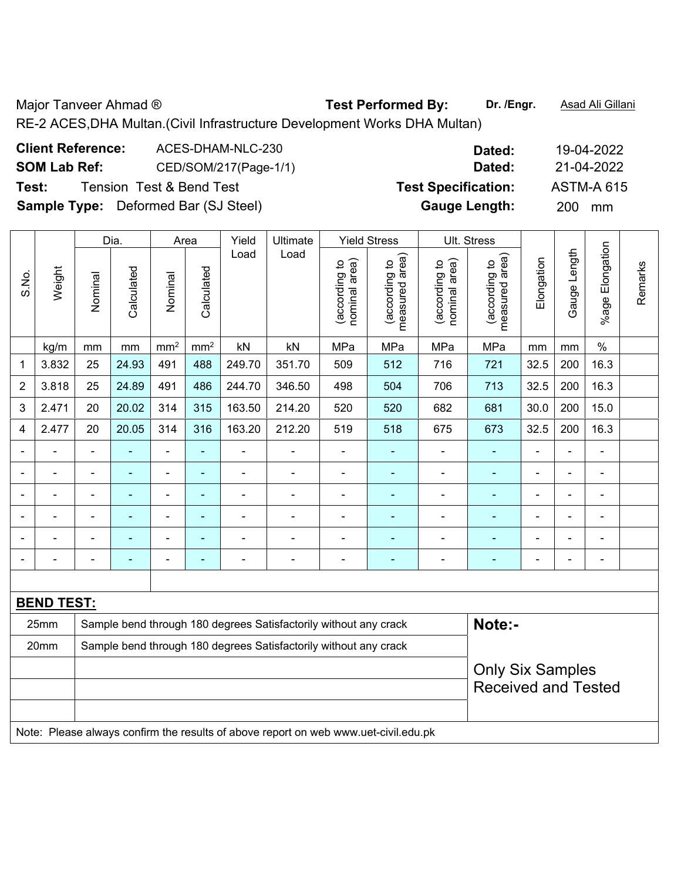Major Tanveer Ahmad ® **Test Performed By:** **Dr. /Engr.** Asad Ali Gillani

RE-2 ACES,DHA Multan.(Civil Infrastructure Development Works DHA Multan)

**Client Reference:** ACES-DHAM-NLC-230 **Dated:** 19-04-2022

**SOM Lab Ref:** CED/SOM/217(Page-1/1) **Dated:** 21-04-2022

**Test:** Tension Test & Bend Test **Test Specification:** ASTM-A 615

**Sample Type:** Deformed Bar (SJ Steel) **Gauge Length:** 200 mm

| S.No. | Weight | Dia. | | Area | | Yield Load | Ultimate Load | Yield Stress | | Ult. Stress | | Elongation | Gauge Length | %age Elongation | Remarks |
|---|---|---|---|---|---|---|---|---|---|---|---|---|---|---|---|
| | | Nominal | Calculated | Nominal | Calculated | | | (according to nominal area) | (according to measured area) | (according to nominal area) | (according to measured area) | | | | |
| | kg/m | mm | mm | mm² | mm² | kN | kN | MPa | MPa | MPa | MPa | mm | mm | % | |
| 1 | 3.832 | 25 | 24.93 | 491 | 488 | 249.70 | 351.70 | 509 | 512 | 716 | 721 | 32.5 | 200 | 16.3 | |
| 2 | 3.818 | 25 | 24.89 | 491 | 486 | 244.70 | 346.50 | 498 | 504 | 706 | 713 | 32.5 | 200 | 16.3 | |
| 3 | 2.471 | 20 | 20.02 | 314 | 315 | 163.50 | 214.20 | 520 | 520 | 682 | 681 | 30.0 | 200 | 15.0 | |
| 4 | 2.477 | 20 | 20.05 | 314 | 316 | 163.20 | 212.20 | 519 | 518 | 675 | 673 | 32.5 | 200 | 16.3 | |
| - | - | - | - | - | - | - | - | - | - | - | - | - | - | - | |
| - | - | - | - | - | - | - | - | - | - | - | - | - | - | - | |
| - | - | - | - | - | - | - | - | - | - | - | - | - | - | - | |
| - | - | - | - | - | - | - | - | - | - | - | - | - | - | - | |
| - | - | - | - | - | - | - | - | - | - | - | - | - | - | - | |
| - | - | - | - | - | - | - | - | - | - | - | - | - | - | - | |

**BEND TEST:**

| | | |
|---|---|---|
| 25mm | Sample bend through 180 degrees Satisfactorily without any crack | **Note:-** |
| 20mm | Sample bend through 180 degrees Satisfactorily without any crack | Only Six Samples Received and Tested |

Note: Please always confirm the results of above report on web www.uet-civil.edu.pk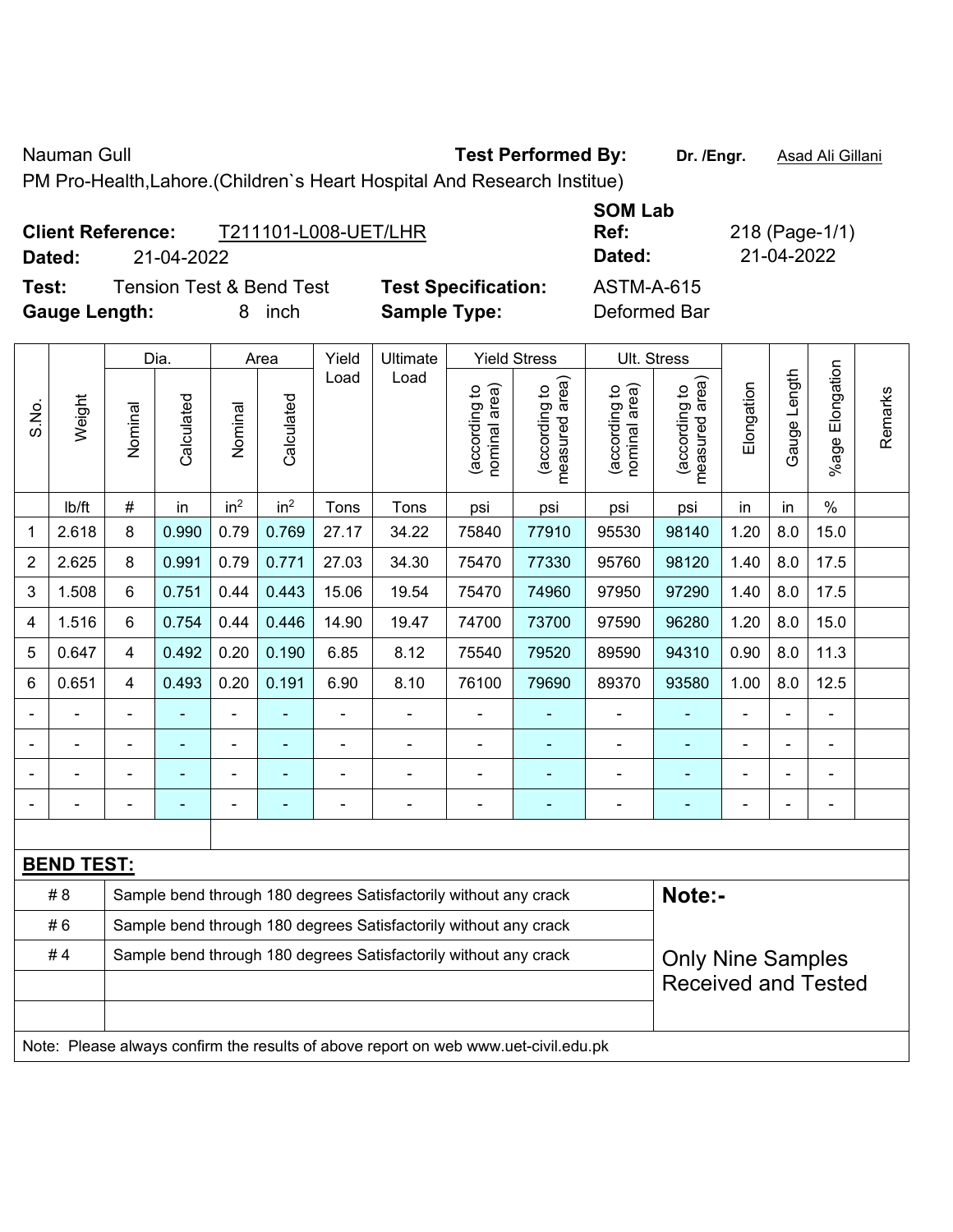Nauman Gull **Test Performed By:** **Dr. /Engr.** Asad Ali Gillani

PM Pro-Health,Lahore.(Children`s Heart Hospital And Research Institue)

**Client Reference:** T211101-L008-UET/LHR **SOM Lab Ref:** 218 (Page-1/1)

**Dated:** 21-04-2022 **Dated:** 21-04-2022

**Test:** Tension Test & Bend Test **Test Specification:** ASTM-A-615

**Gauge Length:** 8 inch **Sample Type:** Deformed Bar

| S.No. | Weight | Dia. | | Area | | Yield Load | Ultimate Load | Yield Stress | | Ult. Stress | | Elongation | Gauge Length | %age Elongation | Remarks |
|---|---|---|---|---|---|---|---|---|---|---|---|---|---|---|---|
| | | Nominal | Calculated | Nominal | Calculated | | | (according to nominal area) | (according to measured area) | (according to nominal area) | (according to measured area) | | | | |
| | lb/ft | # | in | in² | in² | Tons | Tons | psi | psi | psi | psi | in | in | % | |
| 1 | 2.618 | 8 | 0.990 | 0.79 | 0.769 | 27.17 | 34.22 | 75840 | 77910 | 95530 | 98140 | 1.20 | 8.0 | 15.0 | |
| 2 | 2.625 | 8 | 0.991 | 0.79 | 0.771 | 27.03 | 34.30 | 75470 | 77330 | 95760 | 98120 | 1.40 | 8.0 | 17.5 | |
| 3 | 1.508 | 6 | 0.751 | 0.44 | 0.443 | 15.06 | 19.54 | 75470 | 74960 | 97950 | 97290 | 1.40 | 8.0 | 17.5 | |
| 4 | 1.516 | 6 | 0.754 | 0.44 | 0.446 | 14.90 | 19.47 | 74700 | 73700 | 97590 | 96280 | 1.20 | 8.0 | 15.0 | |
| 5 | 0.647 | 4 | 0.492 | 0.20 | 0.190 | 6.85 | 8.12 | 75540 | 79520 | 89590 | 94310 | 0.90 | 8.0 | 11.3 | |
| 6 | 0.651 | 4 | 0.493 | 0.20 | 0.191 | 6.90 | 8.10 | 76100 | 79690 | 89370 | 93580 | 1.00 | 8.0 | 12.5 | |
| - | - | - | - | - | - | - | - | - | - | - | - | - | - | - | |
| - | - | - | - | - | - | - | - | - | - | - | - | - | - | - | |
| - | - | - | - | - | - | - | - | - | - | - | - | - | - | - | |
| - | - | - | - | - | - | - | - | - | - | - | - | - | - | - | |

**BEND TEST:**

| | | |
|---|---|---|
| # 8 | Sample bend through 180 degrees Satisfactorily without any crack | **Note:-** |
| # 6 | Sample bend through 180 degrees Satisfactorily without any crack | |
| # 4 | Sample bend through 180 degrees Satisfactorily without any crack | Only Nine Samples Received and Tested |

Note: Please always confirm the results of above report on web www.uet-civil.edu.pk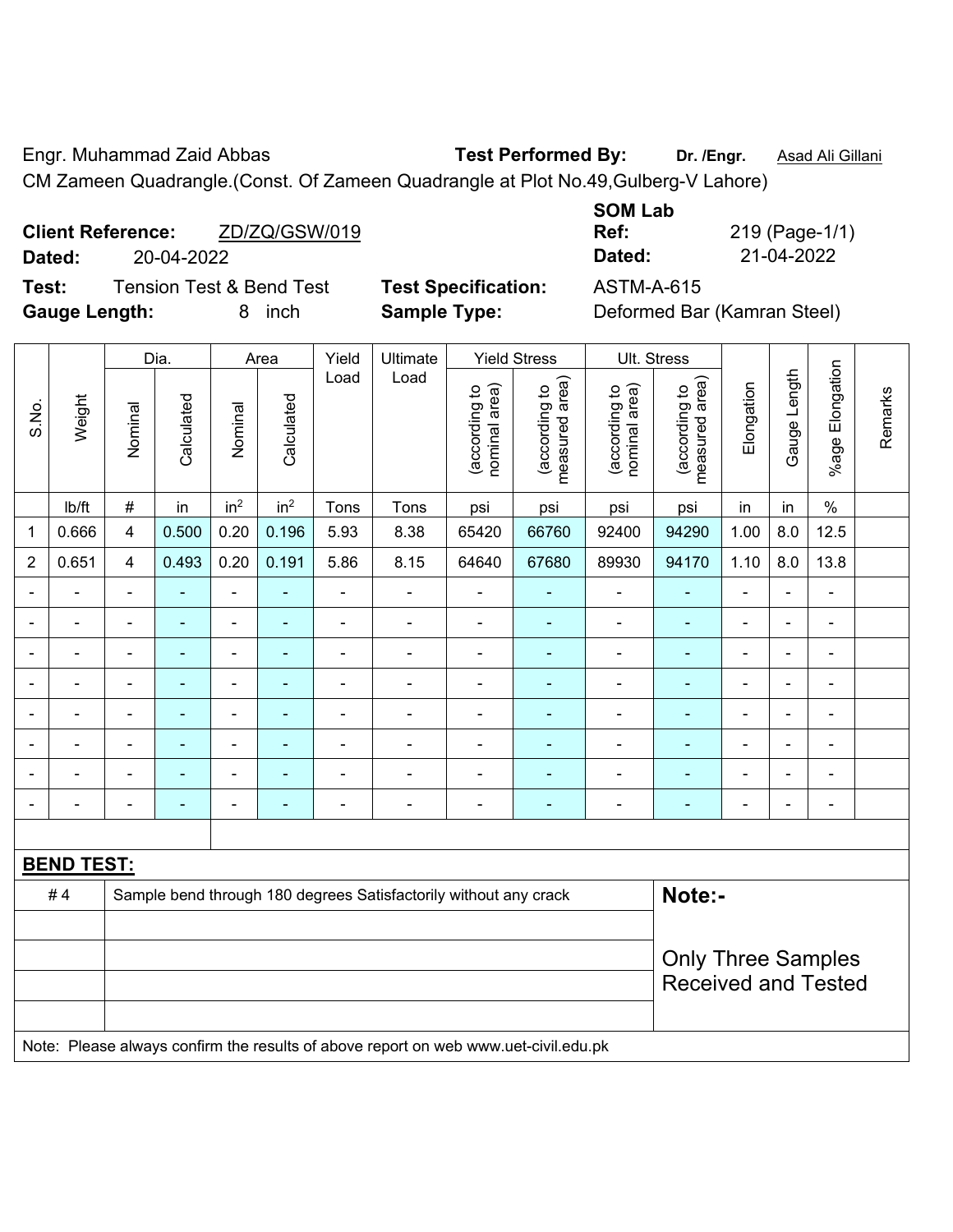Engr. Muhammad Zaid Abbas **Test Performed By:** **Dr. /Engr.** Asad Ali Gillani

CM Zameen Quadrangle.(Const. Of Zameen Quadrangle at Plot No.49,Gulberg-V Lahore)

**Client Reference:** ZD/ZQ/GSW/019

**Dated:** 20-04-2022

**SOM Lab Ref:** 219 (Page-1/1)

**Dated:** 21-04-2022

**Test:** Tension Test & Bend Test **Test Specification:** ASTM-A-615

**Gauge Length:** 8 inch **Sample Type:** Deformed Bar (Kamran Steel)

| S.No. | Weight | Dia. | | Area | | Yield Load | Ultimate Load | Yield Stress | | Ult. Stress | | Elongation | Gauge Length | %age Elongation | Remarks |
|---|---|---|---|---|---|---|---|---|---|---|---|---|---|---|---|
| | | Nominal | Calculated | Nominal | Calculated | | | (according to nominal area) | (according to measured area) | (according to nominal area) | (according to measured area) | | | | |
| | lb/ft | # | in | in² | in² | Tons | Tons | psi | psi | psi | psi | in | in | % | |
| 1 | 0.666 | 4 | 0.500 | 0.20 | 0.196 | 5.93 | 8.38 | 65420 | 66760 | 92400 | 94290 | 1.00 | 8.0 | 12.5 | |
| 2 | 0.651 | 4 | 0.493 | 0.20 | 0.191 | 5.86 | 8.15 | 64640 | 67680 | 89930 | 94170 | 1.10 | 8.0 | 13.8 | |
| - | - | - | - | - | - | - | - | - | - | - | - | - | - | - | |
| - | - | - | - | - | - | - | - | - | - | - | - | - | - | - | |
| - | - | - | - | - | - | - | - | - | - | - | - | - | - | - | |
| - | - | - | - | - | - | - | - | - | - | - | - | - | - | - | |
| - | - | - | - | - | - | - | - | - | - | - | - | - | - | - | |
| - | - | - | - | - | - | - | - | - | - | - | - | - | - | - | |
| - | - | - | - | - | - | - | - | - | - | - | - | - | - | - | |
| - | - | - | - | - | - | - | - | - | - | - | - | - | - | - | |

**BEND TEST:**

| | | |
|---|---|---|
| # 4 | Sample bend through 180 degrees Satisfactorily without any crack | **Note:-** Only Three Samples Received and Tested |

Note: Please always confirm the results of above report on web www.uet-civil.edu.pk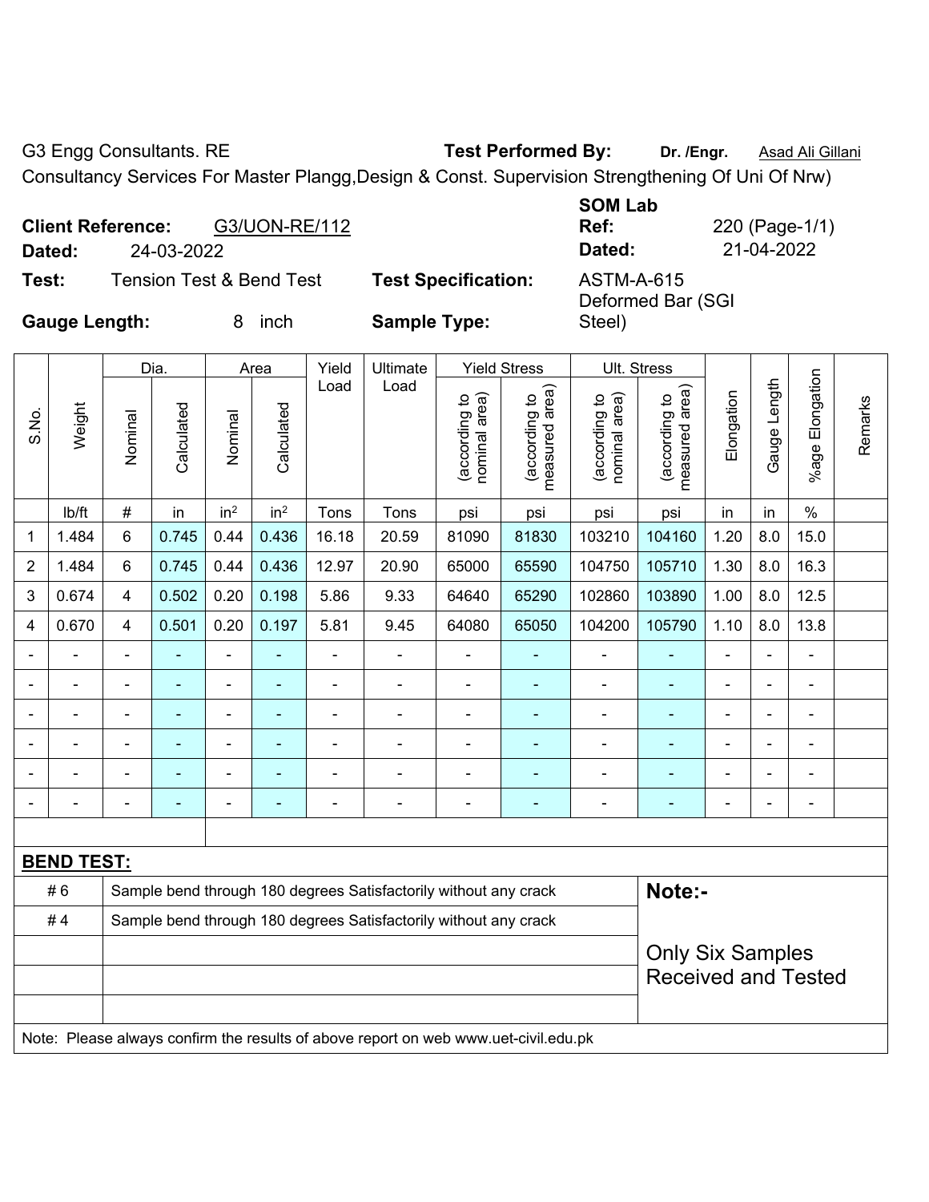G3 Engg Consultants. RE **Test Performed By:** **Dr. /Engr.** Asad Ali Gillani

Consultancy Services For Master Plangg,Design & Const. Supervision Strengthening Of Uni Of Nrw)

**Client Reference:** G3/UON-RE/112

**Dated:** 24-03-2022

**SOM Lab Ref:** 220 (Page-1/1)

**Dated:** 21-04-2022

**Test:** Tension Test & Bend Test

**Test Specification:** ASTM-A-615

**Gauge Length:** 8 inch

**Sample Type:** Deformed Bar (SGI Steel)

| S.No. | Weight | Dia. | | Area | | Yield Load | Ultimate Load | Yield Stress | | Ult. Stress | | Elongation | Gauge Length | %age Elongation | Remarks |
|---|---|---|---|---|---|---|---|---|---|---|---|---|---|---|---|
| | | Nominal | Calculated | Nominal | Calculated | | | (according to nominal area) | (according to measured area) | (according to nominal area) | (according to measured area) | | | | |
| | lb/ft | # | in | in² | in² | Tons | Tons | psi | psi | psi | psi | in | in | % | |
| 1 | 1.484 | 6 | 0.745 | 0.44 | 0.436 | 16.18 | 20.59 | 81090 | 81830 | 103210 | 104160 | 1.20 | 8.0 | 15.0 | |
| 2 | 1.484 | 6 | 0.745 | 0.44 | 0.436 | 12.97 | 20.90 | 65000 | 65590 | 104750 | 105710 | 1.30 | 8.0 | 16.3 | |
| 3 | 0.674 | 4 | 0.502 | 0.20 | 0.198 | 5.86 | 9.33 | 64640 | 65290 | 102860 | 103890 | 1.00 | 8.0 | 12.5 | |
| 4 | 0.670 | 4 | 0.501 | 0.20 | 0.197 | 5.81 | 9.45 | 64080 | 65050 | 104200 | 105790 | 1.10 | 8.0 | 13.8 | |
| - | - | - | - | - | - | - | - | - | - | - | - | - | - | - | |
| - | - | - | - | - | - | - | - | - | - | - | - | - | - | - | |
| - | - | - | - | - | - | - | - | - | - | - | - | - | - | - | |
| - | - | - | - | - | - | - | - | - | - | - | - | - | - | - | |
| - | - | - | - | - | - | - | - | - | - | - | - | - | - | - | |
| - | - | - | - | - | - | - | - | - | - | - | - | - | - | - | |

**BEND TEST:**

| | | |
|---|---|---|
| # 6 | Sample bend through 180 degrees Satisfactorily without any crack | **Note:-** |
| # 4 | Sample bend through 180 degrees Satisfactorily without any crack | Only Six Samples Received and Tested |

Note: Please always confirm the results of above report on web www.uet-civil.edu.pk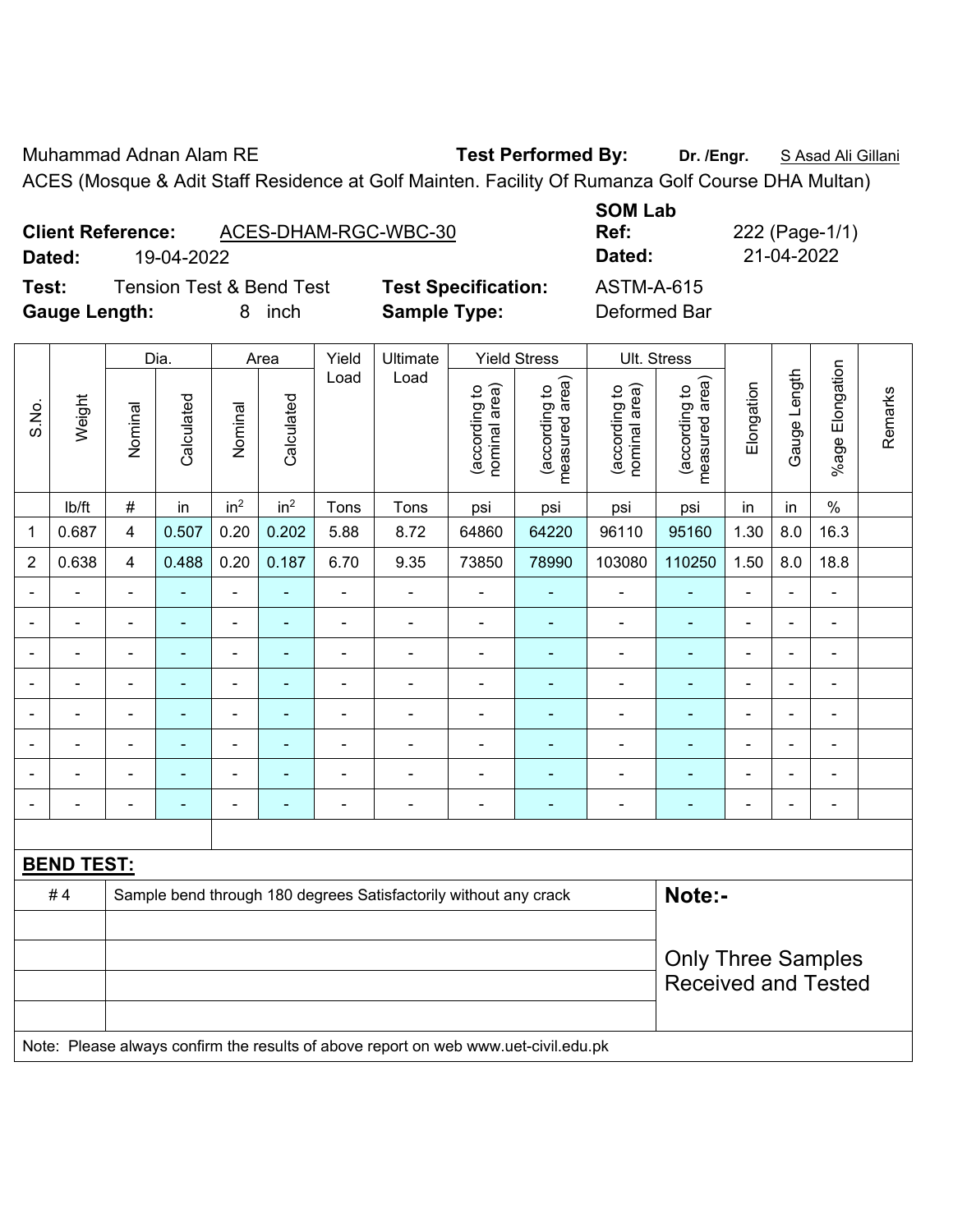Muhammad Adnan Alam RE **Test Performed By:** **Dr. /Engr.** S Asad Ali Gillani

ACES (Mosque & Adit Staff Residence at Golf Mainten. Facility Of Rumanza Golf Course DHA Multan)

**Client Reference:** ACES-DHAM-RGC-WBC-30 **SOM Lab Ref:** 222 (Page-1/1)

**Dated:** 19-04-2022 **Dated:** 21-04-2022

**Test:** Tension Test & Bend Test **Test Specification:** ASTM-A-615

**Gauge Length:** 8 inch **Sample Type:** Deformed Bar

| S.No. | Weight | Dia. | | Area | | Yield Load | Ultimate Load | Yield Stress | | Ult. Stress | | Elongation | Gauge Length | %age Elongation | Remarks |
|---|---|---|---|---|---|---|---|---|---|---|---|---|---|---|---|
| | | Nominal | Calculated | Nominal | Calculated | | | (according to nominal area) | (according to measured area) | (according to nominal area) | (according to measured area) | | | | |
| | lb/ft | # | in | $in^2$ | $in^2$ | Tons | Tons | psi | psi | psi | psi | in | in | % | |
| 1 | 0.687 | 4 | 0.507 | 0.20 | 0.202 | 5.88 | 8.72 | 64860 | 64220 | 96110 | 95160 | 1.30 | 8.0 | 16.3 | |
| 2 | 0.638 | 4 | 0.488 | 0.20 | 0.187 | 6.70 | 9.35 | 73850 | 78990 | 103080 | 110250 | 1.50 | 8.0 | 18.8 | |
| - | - | - | - | - | - | - | - | - | - | - | - | - | - | - | |
| - | - | - | - | - | - | - | - | - | - | - | - | - | - | - | |
| - | - | - | - | - | - | - | - | - | - | - | - | - | - | - | |
| - | - | - | - | - | - | - | - | - | - | - | - | - | - | - | |
| - | - | - | - | - | - | - | - | - | - | - | - | - | - | - | |
| - | - | - | - | - | - | - | - | - | - | - | - | - | - | - | |
| - | - | - | - | - | - | - | - | - | - | - | - | - | - | - | |
| - | - | - | - | - | - | - | - | - | - | - | - | - | - | - | |

**BEND TEST:**

| # 4 | Sample bend through 180 degrees Satisfactorily without any crack | **Note:-** Only Three Samples Received and Tested |
|---|---|---|

Note: Please always confirm the results of above report on web www.uet-civil.edu.pk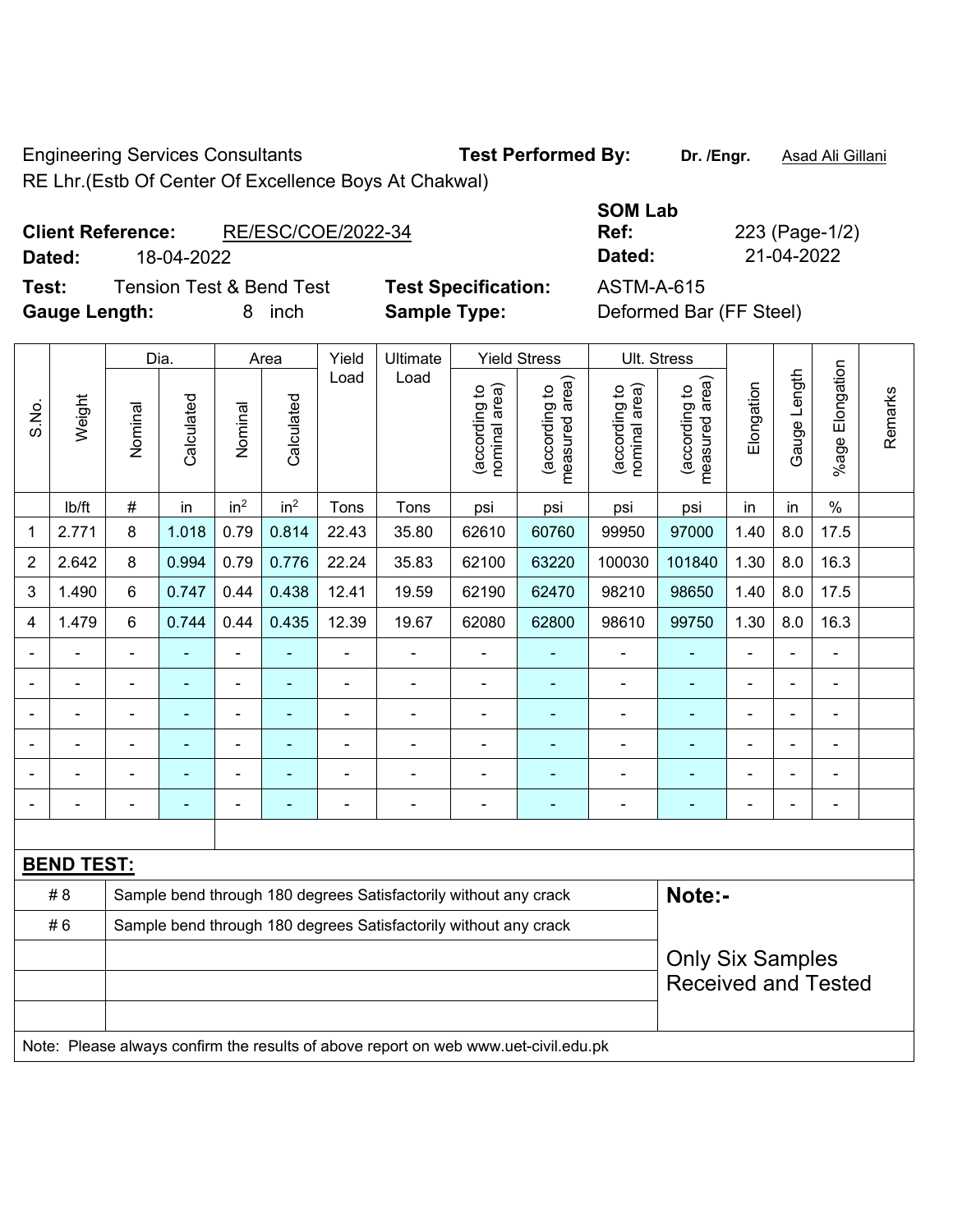Engineering Services Consultants **Test Performed By:** **Dr. /Engr.** Asad Ali Gillani

RE Lhr.(Estb Of Center Of Excellence Boys At Chakwal)

**Client Reference:** RE/ESC/COE/2022-34 **SOM Lab Ref:** 223 (Page-1/2)

**Dated:** 18-04-2022 **Dated:** 21-04-2022

**Test:** Tension Test & Bend Test **Test Specification:** ASTM-A-615

**Gauge Length:** 8 inch **Sample Type:** Deformed Bar (FF Steel)

| S.No. | Weight | Dia. | | Area | | Yield Load | Ultimate Load | Yield Stress | | Ult. Stress | | Elongation | Gauge Length | %age Elongation | Remarks |
|---|---|---|---|---|---|---|---|---|---|---|---|---|---|---|---|
| | | Nominal | Calculated | Nominal | Calculated | | | (according to nominal area) | (according to measured area) | (according to nominal area) | (according to measured area) | | | | |
| | lb/ft | # | in | in² | in² | Tons | Tons | psi | psi | psi | psi | in | in | % | |
| 1 | 2.771 | 8 | 1.018 | 0.79 | 0.814 | 22.43 | 35.80 | 62610 | 60760 | 99950 | 97000 | 1.40 | 8.0 | 17.5 | |
| 2 | 2.642 | 8 | 0.994 | 0.79 | 0.776 | 22.24 | 35.83 | 62100 | 63220 | 100030 | 101840 | 1.30 | 8.0 | 16.3 | |
| 3 | 1.490 | 6 | 0.747 | 0.44 | 0.438 | 12.41 | 19.59 | 62190 | 62470 | 98210 | 98650 | 1.40 | 8.0 | 17.5 | |
| 4 | 1.479 | 6 | 0.744 | 0.44 | 0.435 | 12.39 | 19.67 | 62080 | 62800 | 98610 | 99750 | 1.30 | 8.0 | 16.3 | |
| - | - | - | - | - | - | - | - | - | - | - | - | - | - | - | |
| - | - | - | - | - | - | - | - | - | - | - | - | - | - | - | |
| - | - | - | - | - | - | - | - | - | - | - | - | - | - | - | |
| - | - | - | - | - | - | - | - | - | - | - | - | - | - | - | |
| - | - | - | - | - | - | - | - | - | - | - | - | - | - | - | |
| - | - | - | - | - | - | - | - | - | - | - | - | - | - | - | |

**BEND TEST:**

| | | |
|---|---|---|
| # 8 | Sample bend through 180 degrees Satisfactorily without any crack | **Note:-** |
| # 6 | Sample bend through 180 degrees Satisfactorily without any crack | Only Six Samples Received and Tested |

Note: Please always confirm the results of above report on web www.uet-civil.edu.pk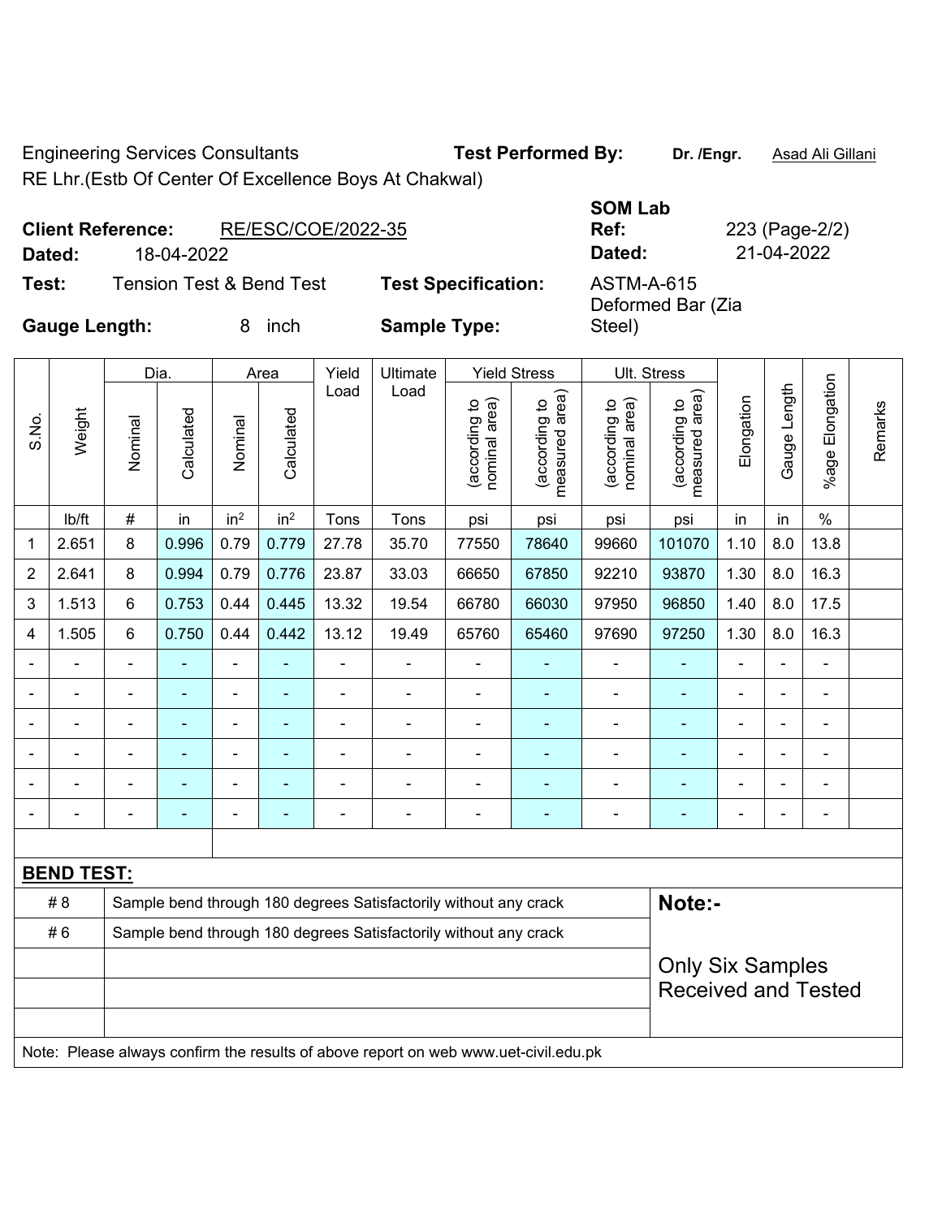Engineering Services Consultants

**Test Performed By:** **Dr. /Engr.** Asad Ali Gillani

RE Lhr.(Estb Of Center Of Excellence Boys At Chakwal)

**Client Reference:** RE/ESC/COE/2022-35

**Dated:** 18-04-2022

**SOM Lab Ref:** 223 (Page-2/2)

**Dated:** 21-04-2022

**Test:** Tension Test & Bend Test

**Test Specification:** ASTM-A-615 Deformed Bar (Zia Steel)

**Gauge Length:** 8 inch

**Sample Type:**

| S.No. | Weight | Dia. | | Area | | Yield Load | Ultimate Load | Yield Stress | | Ult. Stress | | Elongation | Gauge Length | %age Elongation | Remarks |
|---|---|---|---|---|---|---|---|---|---|---|---|---|---|---|---|
| | | Nominal | Calculated | Nominal | Calculated | | | (according to nominal area) | (according to measured area) | (according to nominal area) | (according to measured area) | | | | |
| | lb/ft | # | in | $in^2$ | $in^2$ | Tons | Tons | psi | psi | psi | psi | in | in | % | |
| 1 | 2.651 | 8 | 0.996 | 0.79 | 0.779 | 27.78 | 35.70 | 77550 | 78640 | 99660 | 101070 | 1.10 | 8.0 | 13.8 | |
| 2 | 2.641 | 8 | 0.994 | 0.79 | 0.776 | 23.87 | 33.03 | 66650 | 67850 | 92210 | 93870 | 1.30 | 8.0 | 16.3 | |
| 3 | 1.513 | 6 | 0.753 | 0.44 | 0.445 | 13.32 | 19.54 | 66780 | 66030 | 97950 | 96850 | 1.40 | 8.0 | 17.5 | |
| 4 | 1.505 | 6 | 0.750 | 0.44 | 0.442 | 13.12 | 19.49 | 65760 | 65460 | 97690 | 97250 | 1.30 | 8.0 | 16.3 | |
| - | - | - | - | - | - | - | - | - | - | - | - | - | - | - | |
| - | - | - | - | - | - | - | - | - | - | - | - | - | - | - | |
| - | - | - | - | - | - | - | - | - | - | - | - | - | - | - | |
| - | - | - | - | - | - | - | - | - | - | - | - | - | - | - | |
| - | - | - | - | - | - | - | - | - | - | - | - | - | - | - | |
| - | - | - | - | - | - | - | - | - | - | - | - | - | - | - | |

**BEND TEST:**

| | | |
|---|---|---|
| # 8 | Sample bend through 180 degrees Satisfactorily without any crack | **Note:-** |
| # 6 | Sample bend through 180 degrees Satisfactorily without any crack | Only Six Samples Received and Tested |

Note: Please always confirm the results of above report on web www.uet-civil.edu.pk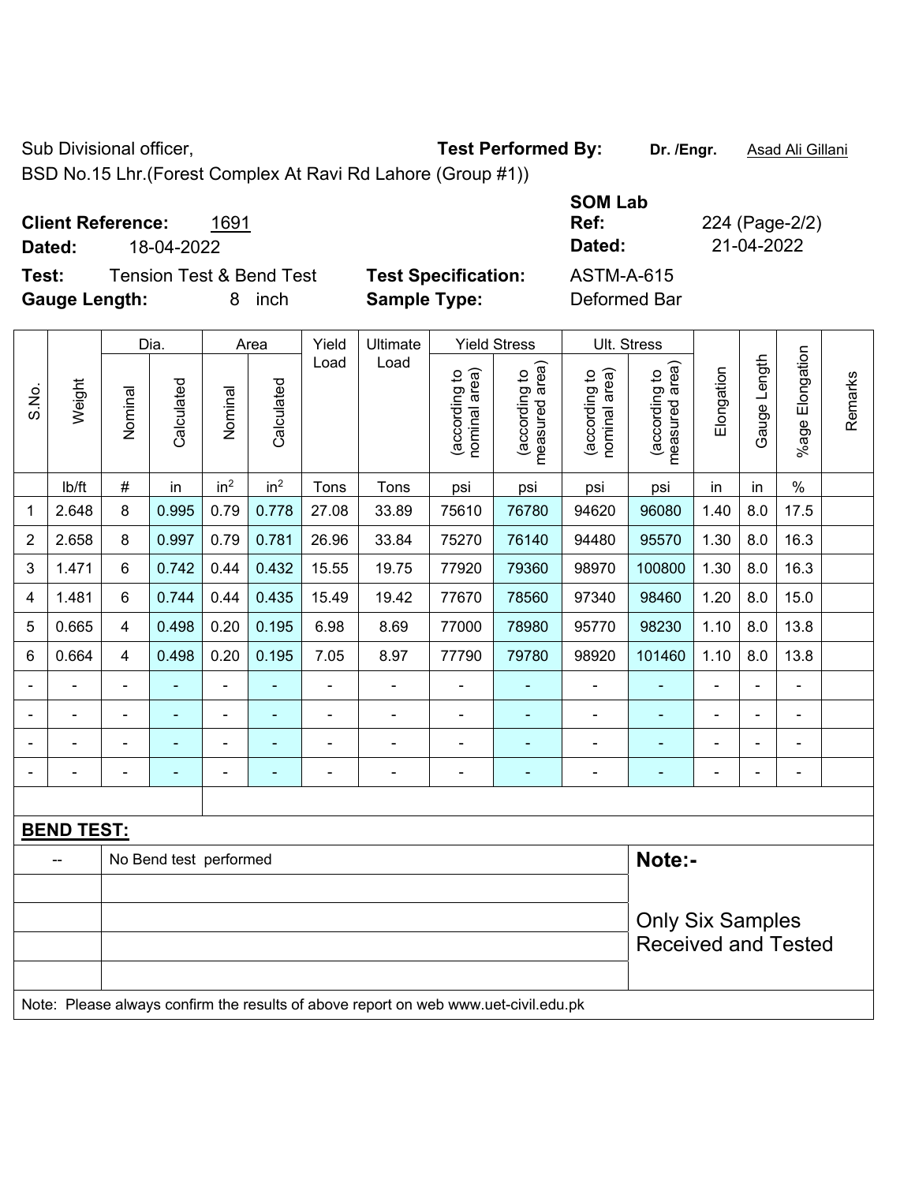Sub Divisional officer, **Test Performed By:** **Dr. /Engr.** Asad Ali Gillani

BSD No.15 Lhr.(Forest Complex At Ravi Rd Lahore (Group #1))

**Client Reference:** 1691 **SOM Lab Ref:** 224 (Page-2/2)

**Dated:** 18-04-2022 **Dated:** 21-04-2022

**Test:** Tension Test & Bend Test **Test Specification:** ASTM-A-615

**Gauge Length:** 8 inch **Sample Type:** Deformed Bar

| S.No. | Weight | Dia. | | Area | | Yield Load | Ultimate Load | Yield Stress | | Ult. Stress | | Elongation | Gauge Length | %age Elongation | Remarks |
|---|---|---|---|---|---|---|---|---|---|---|---|---|---|---|---|
| | | Nominal | Calculated | Nominal | Calculated | | | (according to nominal area) | (according to measured area) | (according to nominal area) | (according to measured area) | | | | |
| | lb/ft | # | in | $in^2$ | $in^2$ | Tons | Tons | psi | psi | psi | psi | in | in | % | |
| 1 | 2.648 | 8 | 0.995 | 0.79 | 0.778 | 27.08 | 33.89 | 75610 | 76780 | 94620 | 96080 | 1.40 | 8.0 | 17.5 | |
| 2 | 2.658 | 8 | 0.997 | 0.79 | 0.781 | 26.96 | 33.84 | 75270 | 76140 | 94480 | 95570 | 1.30 | 8.0 | 16.3 | |
| 3 | 1.471 | 6 | 0.742 | 0.44 | 0.432 | 15.55 | 19.75 | 77920 | 79360 | 98970 | 100800 | 1.30 | 8.0 | 16.3 | |
| 4 | 1.481 | 6 | 0.744 | 0.44 | 0.435 | 15.49 | 19.42 | 77670 | 78560 | 97340 | 98460 | 1.20 | 8.0 | 15.0 | |
| 5 | 0.665 | 4 | 0.498 | 0.20 | 0.195 | 6.98 | 8.69 | 77000 | 78980 | 95770 | 98230 | 1.10 | 8.0 | 13.8 | |
| 6 | 0.664 | 4 | 0.498 | 0.20 | 0.195 | 7.05 | 8.97 | 77790 | 79780 | 98920 | 101460 | 1.10 | 8.0 | 13.8 | |
| - | - | - | - | - | - | - | - | - | - | - | - | - | - | - | |
| - | - | - | - | - | - | - | - | - | - | - | - | - | - | - | |
| - | - | - | - | - | - | - | - | - | - | - | - | - | - | - | |
| - | - | - | - | - | - | - | - | - | - | - | - | - | - | - | |

**BEND TEST:**

| -- | No Bend test performed | **Note:-** |
|---|---|---|
| | | Only Six Samples Received and Tested |

Note: Please always confirm the results of above report on web www.uet-civil.edu.pk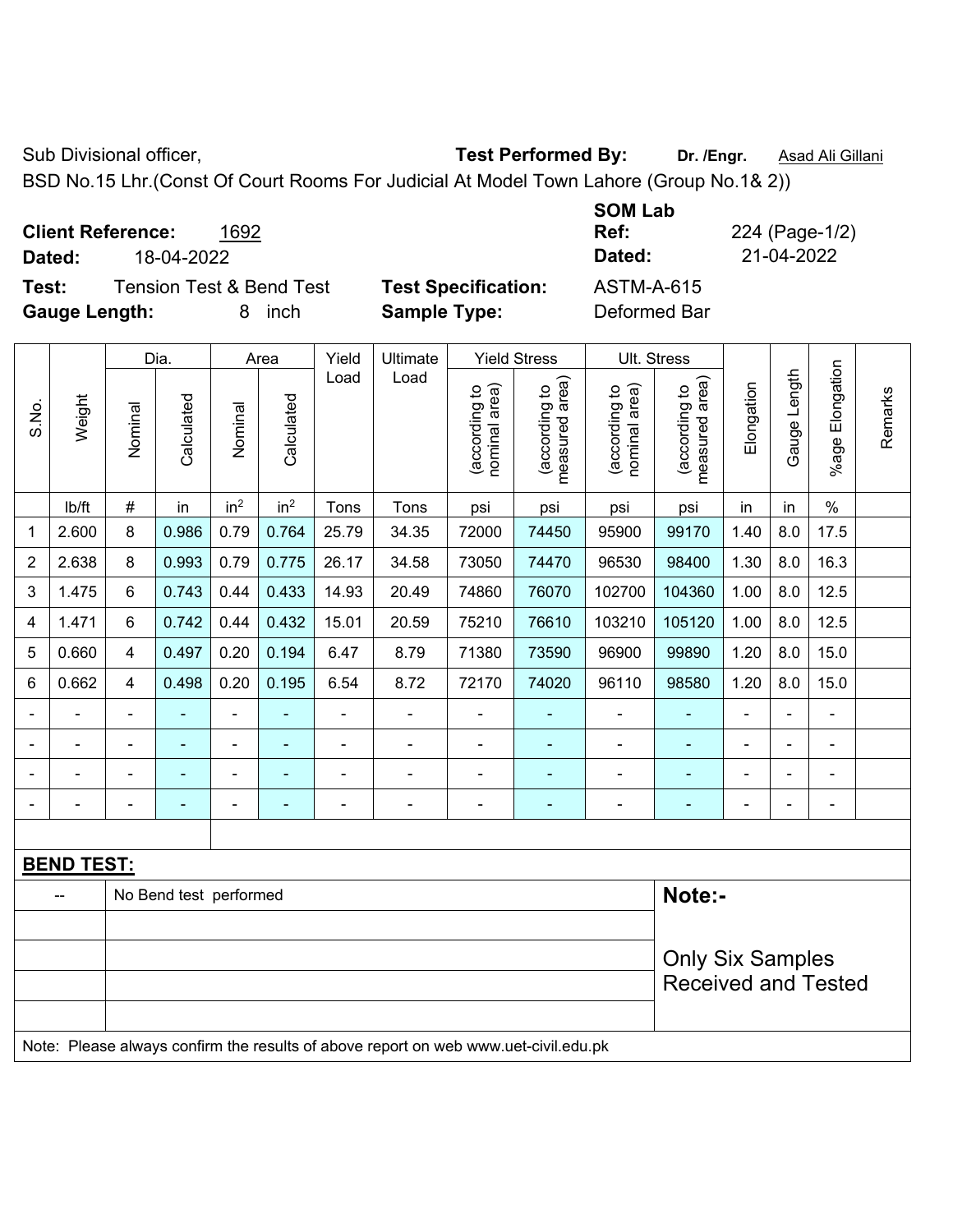Sub Divisional officer, **Test Performed By:** **Dr. /Engr.** Asad Ali Gillani

BSD No.15 Lhr.(Const Of Court Rooms For Judicial At Model Town Lahore (Group No.1& 2))

**Client Reference:** 1692 **SOM Lab Ref:** 224 (Page-1/2)

**Dated:** 18-04-2022 **Dated:** 21-04-2022

**Test:** Tension Test & Bend Test **Test Specification:** ASTM-A-615

**Gauge Length:** 8 inch **Sample Type:** Deformed Bar

| S.No. | Weight | Dia. | | Area | | Yield Load | Ultimate Load | Yield Stress | | Ult. Stress | | Elongation | Gauge Length | %age Elongation | Remarks |
|---|---|---|---|---|---|---|---|---|---|---|---|---|---|---|---|
| | | Nominal | Calculated | Nominal | Calculated | | | (according to nominal area) | (according to measured area) | (according to nominal area) | (according to measured area) | | | | |
| | lb/ft | # | in | in² | in² | Tons | Tons | psi | psi | psi | psi | in | in | % | |
| 1 | 2.600 | 8 | 0.986 | 0.79 | 0.764 | 25.79 | 34.35 | 72000 | 74450 | 95900 | 99170 | 1.40 | 8.0 | 17.5 | |
| 2 | 2.638 | 8 | 0.993 | 0.79 | 0.775 | 26.17 | 34.58 | 73050 | 74470 | 96530 | 98400 | 1.30 | 8.0 | 16.3 | |
| 3 | 1.475 | 6 | 0.743 | 0.44 | 0.433 | 14.93 | 20.49 | 74860 | 76070 | 102700 | 104360 | 1.00 | 8.0 | 12.5 | |
| 4 | 1.471 | 6 | 0.742 | 0.44 | 0.432 | 15.01 | 20.59 | 75210 | 76610 | 103210 | 105120 | 1.00 | 8.0 | 12.5 | |
| 5 | 0.660 | 4 | 0.497 | 0.20 | 0.194 | 6.47 | 8.79 | 71380 | 73590 | 96900 | 99890 | 1.20 | 8.0 | 15.0 | |
| 6 | 0.662 | 4 | 0.498 | 0.20 | 0.195 | 6.54 | 8.72 | 72170 | 74020 | 96110 | 98580 | 1.20 | 8.0 | 15.0 | |
| - | - | - | - | - | - | - | - | - | - | - | - | - | - | - | |
| - | - | - | - | - | - | - | - | - | - | - | - | - | - | - | |
| - | - | - | - | - | - | - | - | - | - | - | - | - | - | - | |
| - | - | - | - | - | - | - | - | - | - | - | - | - | - | - | |

**BEND TEST:**

| -- | No Bend test performed | **Note:-** Only Six Samples Received and Tested |
|---|---|---|

Note: Please always confirm the results of above report on web www.uet-civil.edu.pk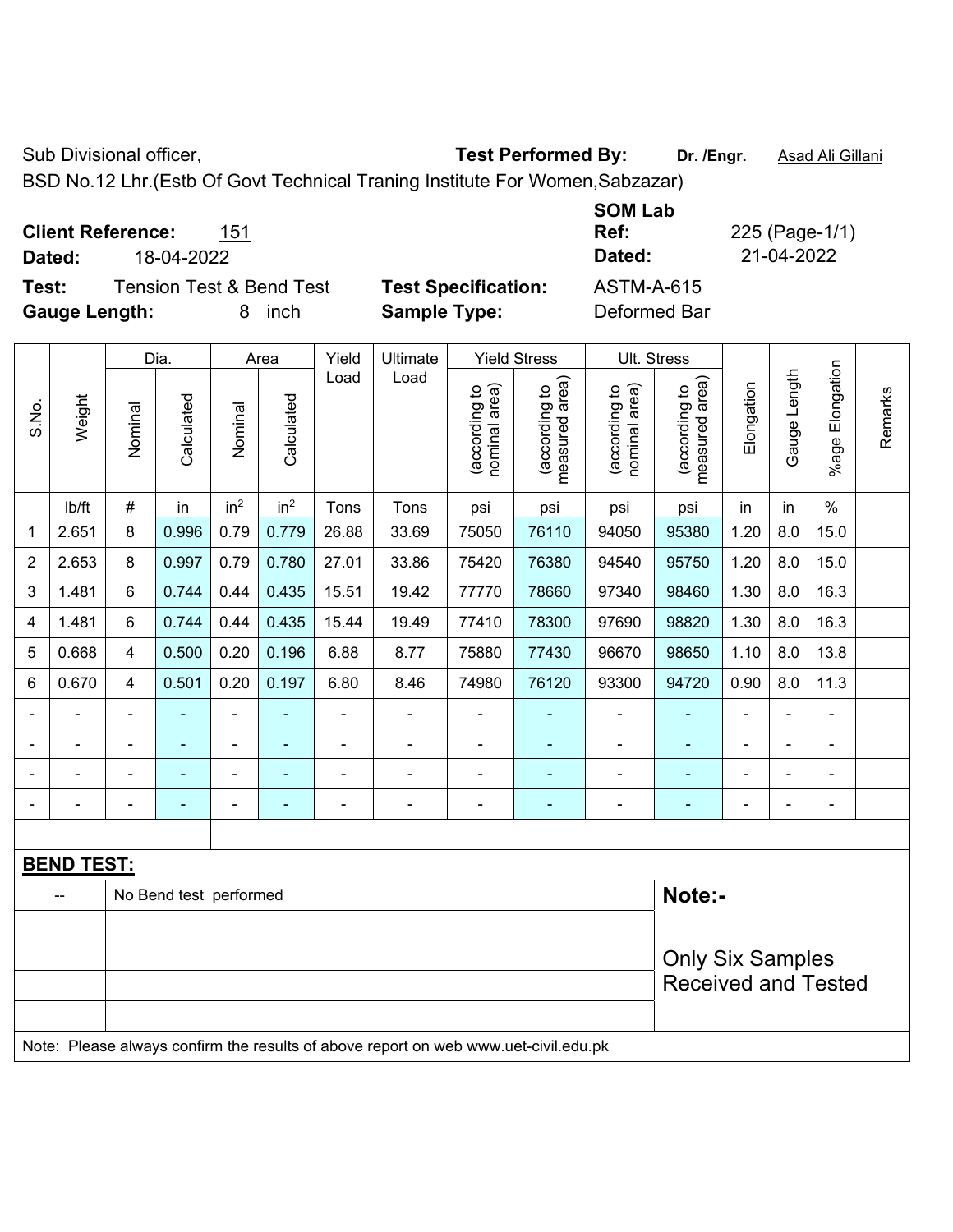Sub Divisional officer, **Test Performed By:** **Dr. /Engr.** Asad Ali Gillani

BSD No.12 Lhr.(Estb Of Govt Technical Traning Institute For Women,Sabzazar)

**Client Reference:** 151 **SOM Lab Ref:** 225 (Page-1/1)

**Dated:** 18-04-2022 **Dated:** 21-04-2022

**Test:** Tension Test & Bend Test **Test Specification:** ASTM-A-615

**Gauge Length:** 8 inch **Sample Type:** Deformed Bar

| S.No. | Weight | Dia. | | Area | | Yield Load | Ultimate Load | Yield Stress | | Ult. Stress | | Elongation | Gauge Length | %age Elongation | Remarks |
|---|---|---|---|---|---|---|---|---|---|---|---|---|---|---|---|
| | | Nominal | Calculated | Nominal | Calculated | | | (according to nominal area) | (according to measured area) | (according to nominal area) | (according to measured area) | | | | |
| | lb/ft | # | in | $in^2$ | $in^2$ | Tons | Tons | psi | psi | psi | psi | in | in | % | |
| 1 | 2.651 | 8 | 0.996 | 0.79 | 0.779 | 26.88 | 33.69 | 75050 | 76110 | 94050 | 95380 | 1.20 | 8.0 | 15.0 | |
| 2 | 2.653 | 8 | 0.997 | 0.79 | 0.780 | 27.01 | 33.86 | 75420 | 76380 | 94540 | 95750 | 1.20 | 8.0 | 15.0 | |
| 3 | 1.481 | 6 | 0.744 | 0.44 | 0.435 | 15.51 | 19.42 | 77770 | 78660 | 97340 | 98460 | 1.30 | 8.0 | 16.3 | |
| 4 | 1.481 | 6 | 0.744 | 0.44 | 0.435 | 15.44 | 19.49 | 77410 | 78300 | 97690 | 98820 | 1.30 | 8.0 | 16.3 | |
| 5 | 0.668 | 4 | 0.500 | 0.20 | 0.196 | 6.88 | 8.77 | 75880 | 77430 | 96670 | 98650 | 1.10 | 8.0 | 13.8 | |
| 6 | 0.670 | 4 | 0.501 | 0.20 | 0.197 | 6.80 | 8.46 | 74980 | 76120 | 93300 | 94720 | 0.90 | 8.0 | 11.3 | |
| - | - | - | - | - | - | - | - | - | - | - | - | - | - | - | |
| - | - | - | - | - | - | - | - | - | - | - | - | - | - | - | |
| - | - | - | - | - | - | - | - | - | - | - | - | - | - | - | |
| - | - | - | - | - | - | - | - | - | - | - | - | - | - | - | |

**BEND TEST:**

| | | |
|---|---|---|
| -- | No Bend test performed | **Note:-** |
| | | Only Six Samples Received and Tested |

Note: Please always confirm the results of above report on web www.uet-civil.edu.pk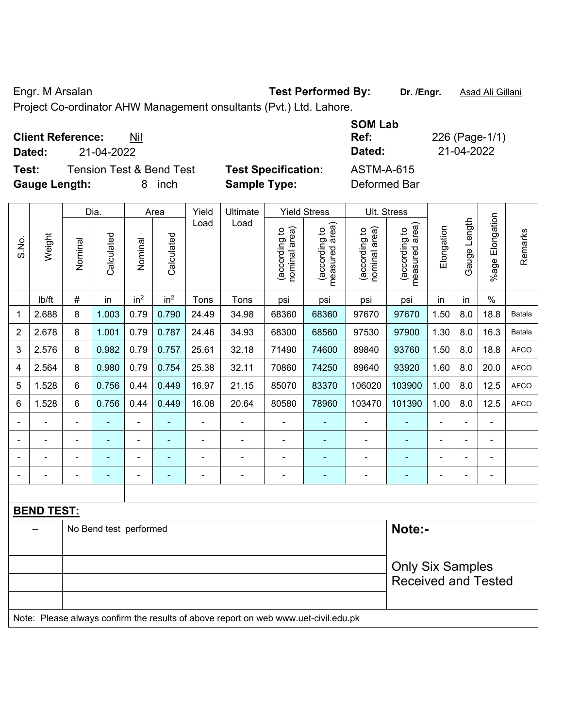Engr. M Arsalan **Test Performed By:** **Dr. /Engr.** Asad Ali Gillani

Project Co-ordinator AHW Management onsultants (Pvt.) Ltd. Lahore.

**Client Reference:** Nil
**Dated:** 21-04-2022

**SOM Lab Ref:** 226 (Page-1/1)
**Dated:** 21-04-2022

**Test:** Tension Test & Bend Test **Test Specification:** ASTM-A-615
**Gauge Length:** 8 inch **Sample Type:** Deformed Bar

| S.No. | Weight | Dia. | | Area | | Yield Load | Ultimate Load | Yield Stress | | Ult. Stress | | Elongation | Gauge Length | %age Elongation | Remarks |
|---|---|---|---|---|---|---|---|---|---|---|---|---|---|---|---|
| | | Nominal | Calculated | Nominal | Calculated | | | (according to nominal area) | (according to measured area) | (according to nominal area) | (according to measured area) | | | | |
| | lb/ft | # | in | $in^2$ | $in^2$ | Tons | Tons | psi | psi | psi | psi | in | in | % | |
| 1 | 2.688 | 8 | 1.003 | 0.79 | 0.790 | 24.49 | 34.98 | 68360 | 68360 | 97670 | 97670 | 1.50 | 8.0 | 18.8 | Batala |
| 2 | 2.678 | 8 | 1.001 | 0.79 | 0.787 | 24.46 | 34.93 | 68300 | 68560 | 97530 | 97900 | 1.30 | 8.0 | 16.3 | Batala |
| 3 | 2.576 | 8 | 0.982 | 0.79 | 0.757 | 25.61 | 32.18 | 71490 | 74600 | 89840 | 93760 | 1.50 | 8.0 | 18.8 | AFCO |
| 4 | 2.564 | 8 | 0.980 | 0.79 | 0.754 | 25.38 | 32.11 | 70860 | 74250 | 89640 | 93920 | 1.60 | 8.0 | 20.0 | AFCO |
| 5 | 1.528 | 6 | 0.756 | 0.44 | 0.449 | 16.97 | 21.15 | 85070 | 83370 | 106020 | 103900 | 1.00 | 8.0 | 12.5 | AFCO |
| 6 | 1.528 | 6 | 0.756 | 0.44 | 0.449 | 16.08 | 20.64 | 80580 | 78960 | 103470 | 101390 | 1.00 | 8.0 | 12.5 | AFCO |
| - | - | - | - | - | - | - | - | - | - | - | - | - | - | - | |
| - | - | - | - | - | - | - | - | - | - | - | - | - | - | - | |
| - | - | - | - | - | - | - | - | - | - | - | - | - | - | - | |
| - | - | - | - | - | - | - | - | - | - | - | - | - | - | - | |

**BEND TEST:**

| -- | No Bend test performed |
|---|---|

**Note:-**

Only Six Samples Received and Tested

Note: Please always confirm the results of above report on web www.uet-civil.edu.pk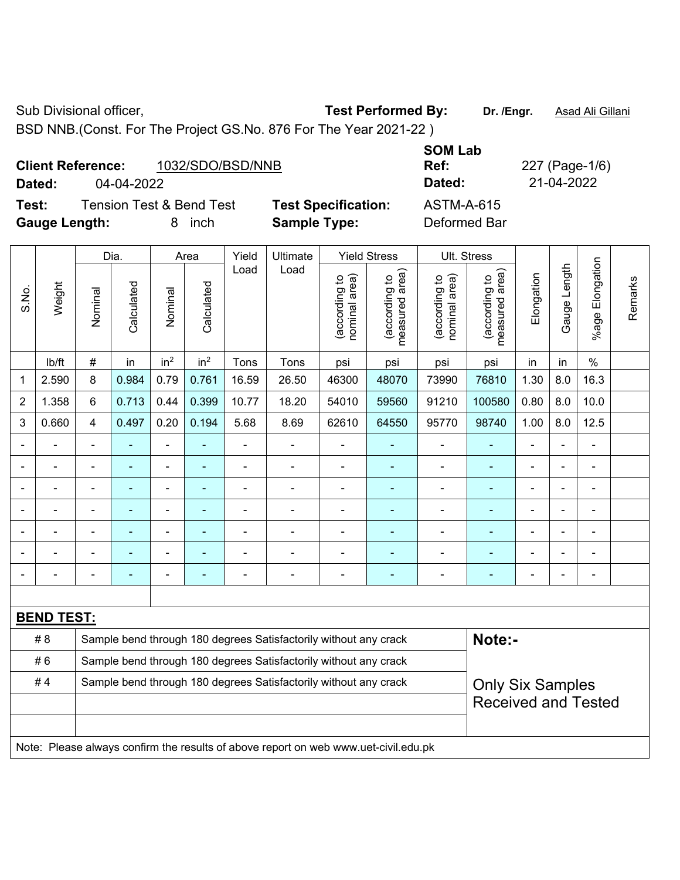Sub Divisional officer,

BSD NNB.(Const. For The Project GS.No. 876 For The Year 2021-22 )

**Test Performed By:** **Dr. /Engr.** Asad Ali Gillani

**Client Reference:** 1032/SDO/BSD/NNB

**Dated:** 04-04-2022

**SOM Lab Ref:** 227 (Page-1/6)

**Dated:** 21-04-2022

**Test:** Tension Test & Bend Test

**Test Specification:** ASTM-A-615

**Gauge Length:** 8 inch

**Sample Type:** Deformed Bar

| S.No. | Weight | Dia. | | Area | | Yield Load | Ultimate Load | Yield Stress | | Ult. Stress | | Elongation | Gauge Length | %age Elongation | Remarks |
|---|---|---|---|---|---|---|---|---|---|---|---|---|---|---|---|
| | | Nominal | Calculated | Nominal | Calculated | | | (according to nominal area) | (according to measured area) | (according to nominal area) | (according to measured area) | | | | |
| | lb/ft | # | in | in$^2$ | in$^2$ | Tons | Tons | psi | psi | psi | psi | in | in | % | |
| 1 | 2.590 | 8 | 0.984 | 0.79 | 0.761 | 16.59 | 26.50 | 46300 | 48070 | 73990 | 76810 | 1.30 | 8.0 | 16.3 | |
| 2 | 1.358 | 6 | 0.713 | 0.44 | 0.399 | 10.77 | 18.20 | 54010 | 59560 | 91210 | 100580 | 0.80 | 8.0 | 10.0 | |
| 3 | 0.660 | 4 | 0.497 | 0.20 | 0.194 | 5.68 | 8.69 | 62610 | 64550 | 95770 | 98740 | 1.00 | 8.0 | 12.5 | |
| - | - | - | - | - | - | - | - | - | - | - | - | - | - | - | |
| - | - | - | - | - | - | - | - | - | - | - | - | - | - | - | |
| - | - | - | - | - | - | - | - | - | - | - | - | - | - | - | |
| - | - | - | - | - | - | - | - | - | - | - | - | - | - | - | |
| - | - | - | - | - | - | - | - | - | - | - | - | - | - | - | |
| - | - | - | - | - | - | - | - | - | - | - | - | - | - | - | |
| - | - | - | - | - | - | - | - | - | - | - | - | - | - | - | |

**BEND TEST:**

| | | |
|---|---|---|
| # 8 | Sample bend through 180 degrees Satisfactorily without any crack | **Note:-** |
| # 6 | Sample bend through 180 degrees Satisfactorily without any crack | |
| # 4 | Sample bend through 180 degrees Satisfactorily without any crack | Only Six Samples Received and Tested |

Note: Please always confirm the results of above report on web www.uet-civil.edu.pk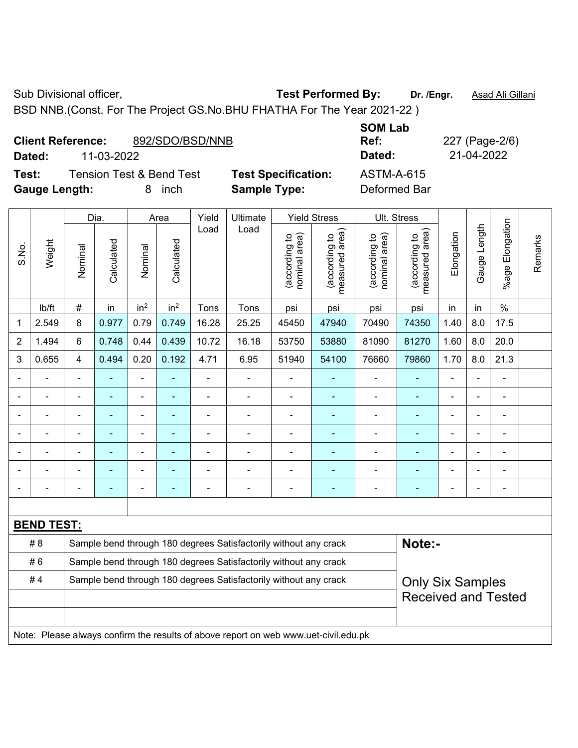Sub Divisional officer, **Test Performed By:** **Dr. /Engr.** Asad Ali Gillani

BSD NNB.(Const. For The Project GS.No.BHU FHATHA For The Year 2021-22 )

**Client Reference:** 892/SDO/BSD/NNB **SOM Lab Ref:** 227 (Page-2/6)

**Dated:** 11-03-2022 **Dated:** 21-04-2022

**Test:** Tension Test & Bend Test **Test Specification:** ASTM-A-615

**Gauge Length:** 8 inch **Sample Type:** Deformed Bar

| S.No. | Weight | Dia. | | Area | | Yield Load | Ultimate Load | Yield Stress | | Ult. Stress | | Elongation | Gauge Length | %age Elongation | Remarks |
|---|---|---|---|---|---|---|---|---|---|---|---|---|---|---|---|
| | | Nominal | Calculated | Nominal | Calculated | | | (according to nominal area) | (according to measured area) | (according to nominal area) | (according to measured area) | | | | |
| | lb/ft | # | in | in$^2$ | in$^2$ | Tons | Tons | psi | psi | psi | psi | in | in | % | |
| 1 | 2.549 | 8 | 0.977 | 0.79 | 0.749 | 16.28 | 25.25 | 45450 | 47940 | 70490 | 74350 | 1.40 | 8.0 | 17.5 | |
| 2 | 1.494 | 6 | 0.748 | 0.44 | 0.439 | 10.72 | 16.18 | 53750 | 53880 | 81090 | 81270 | 1.60 | 8.0 | 20.0 | |
| 3 | 0.655 | 4 | 0.494 | 0.20 | 0.192 | 4.71 | 6.95 | 51940 | 54100 | 76660 | 79860 | 1.70 | 8.0 | 21.3 | |
| - | - | - | - | - | - | - | - | - | - | - | - | - | - | - | |
| - | - | - | - | - | - | - | - | - | - | - | - | - | - | - | |
| - | - | - | - | - | - | - | - | - | - | - | - | - | - | - | |
| - | - | - | - | - | - | - | - | - | - | - | - | - | - | - | |
| - | - | - | - | - | - | - | - | - | - | - | - | - | - | - | |
| - | - | - | - | - | - | - | - | - | - | - | - | - | - | - | |
| - | - | - | - | - | - | - | - | - | - | - | - | - | - | - | |

**BEND TEST:**

| | | |
|---|---|---|
| # 8 | Sample bend through 180 degrees Satisfactorily without any crack | **Note:-** |
| # 6 | Sample bend through 180 degrees Satisfactorily without any crack | |
| # 4 | Sample bend through 180 degrees Satisfactorily without any crack | Only Six Samples Received and Tested |

Note: Please always confirm the results of above report on web www.uet-civil.edu.pk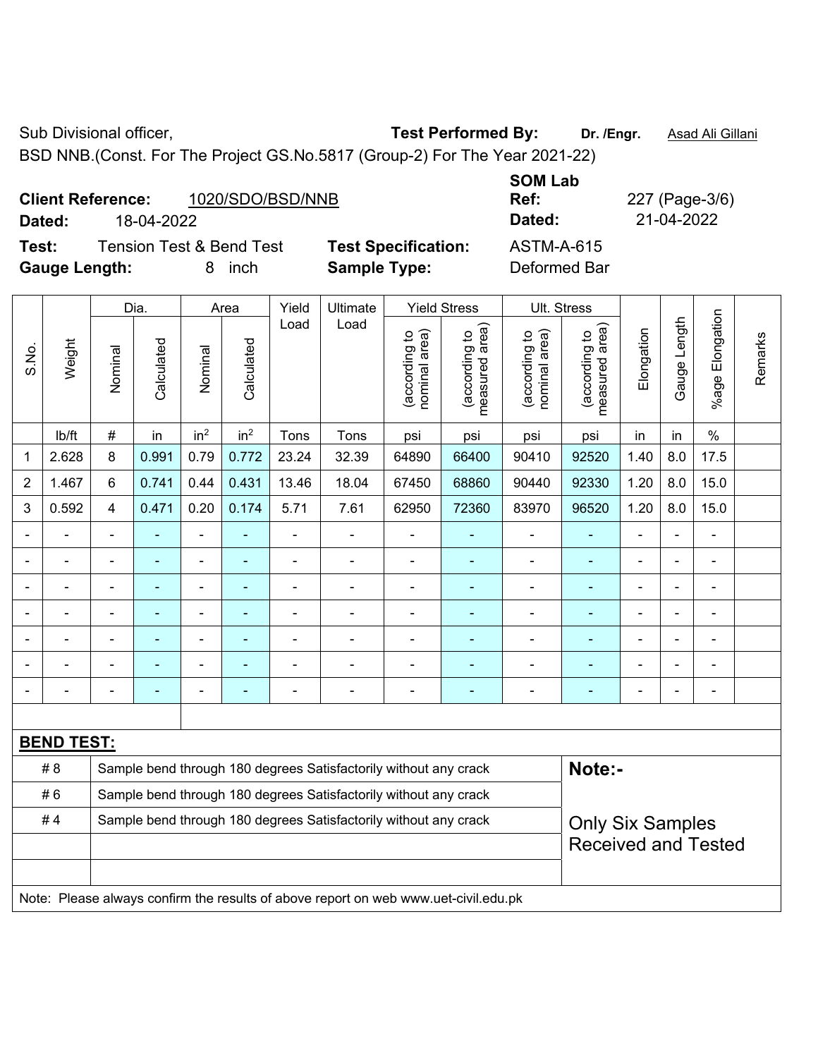Sub Divisional officer, **Test Performed By:** **Dr. /Engr.** Asad Ali Gillani

BSD NNB.(Const. For The Project GS.No.5817 (Group-2) For The Year 2021-22)

**Client Reference:** 1020/SDO/BSD/NNB **SOM Lab Ref:** 227 (Page-3/6)

**Dated:** 18-04-2022 **Dated:** 21-04-2022

**Test:** Tension Test & Bend Test **Test Specification:** ASTM-A-615

**Gauge Length:** 8 inch **Sample Type:** Deformed Bar

| S.No. | Weight | Dia. | | Area | | Yield Load | Ultimate Load | Yield Stress | | Ult. Stress | | Elongation | Gauge Length | %age Elongation | Remarks |
|---|---|---|---|---|---|---|---|---|---|---|---|---|---|---|---|
| | | Nominal | Calculated | Nominal | Calculated | | | (according to nominal area) | (according to measured area) | (according to nominal area) | (according to measured area) | | | | |
| | lb/ft | # | in | in$^2$ | in$^2$ | Tons | Tons | psi | psi | psi | psi | in | in | % | |
| 1 | 2.628 | 8 | 0.991 | 0.79 | 0.772 | 23.24 | 32.39 | 64890 | 66400 | 90410 | 92520 | 1.40 | 8.0 | 17.5 | |
| 2 | 1.467 | 6 | 0.741 | 0.44 | 0.431 | 13.46 | 18.04 | 67450 | 68860 | 90440 | 92330 | 1.20 | 8.0 | 15.0 | |
| 3 | 0.592 | 4 | 0.471 | 0.20 | 0.174 | 5.71 | 7.61 | 62950 | 72360 | 83970 | 96520 | 1.20 | 8.0 | 15.0 | |
| - | - | - | - | - | - | - | - | - | - | - | - | - | - | - | |
| - | - | - | - | - | - | - | - | - | - | - | - | - | - | - | |
| - | - | - | - | - | - | - | - | - | - | - | - | - | - | - | |
| - | - | - | - | - | - | - | - | - | - | - | - | - | - | - | |
| - | - | - | - | - | - | - | - | - | - | - | - | - | - | - | |
| - | - | - | - | - | - | - | - | - | - | - | - | - | - | - | |
| - | - | - | - | - | - | - | - | - | - | - | - | - | - | - | |

**BEND TEST:**

| | | |
|---|---|---|
| # 8 | Sample bend through 180 degrees Satisfactorily without any crack | **Note:-** |
| # 6 | Sample bend through 180 degrees Satisfactorily without any crack | |
| # 4 | Sample bend through 180 degrees Satisfactorily without any crack | Only Six Samples Received and Tested |

Note: Please always confirm the results of above report on web www.uet-civil.edu.pk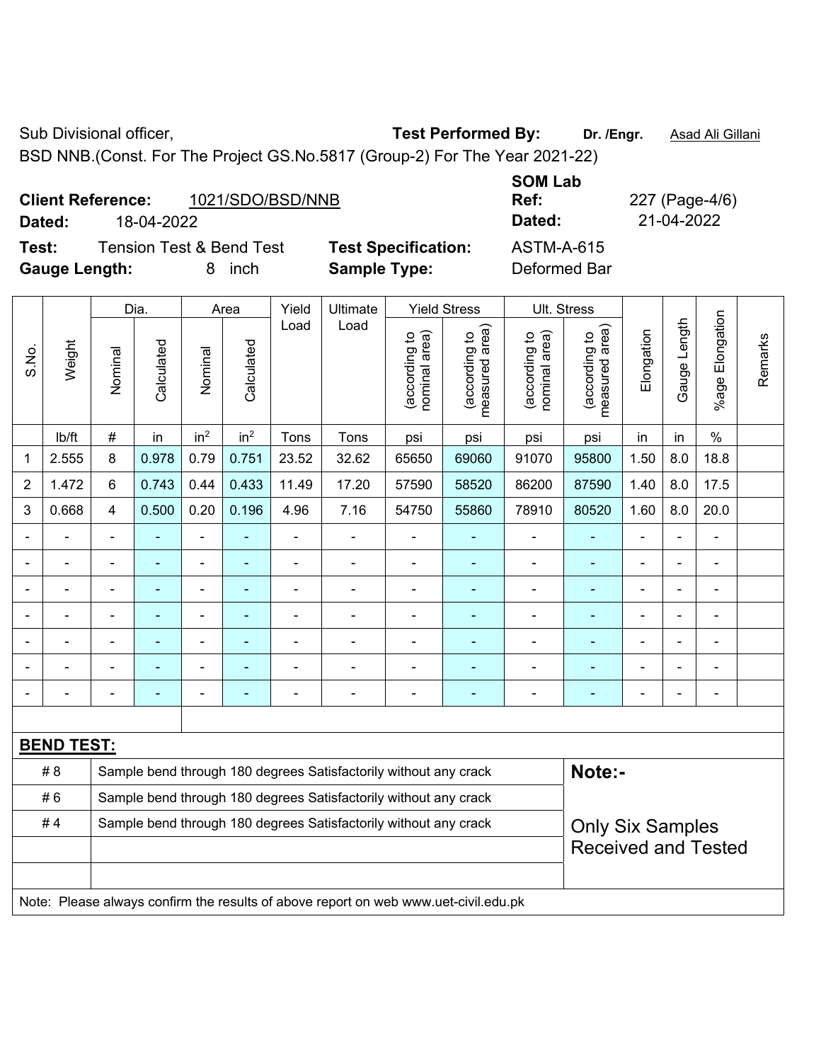Sub Divisional officer, **Test Performed By:** **Dr. /Engr.** Asad Ali Gillani

BSD NNB.(Const. For The Project GS.No.5817 (Group-2) For The Year 2021-22)

**Client Reference:** 1021/SDO/BSD/NNB

**Dated:** 18-04-2022

**SOM Lab Ref:** 227 (Page-4/6)

**Dated:** 21-04-2022

**Test:** Tension Test & Bend Test **Test Specification:** ASTM-A-615

**Gauge Length:** 8 inch **Sample Type:** Deformed Bar

| S.No. | Weight | Dia. | | Area | | Yield Load | Ultimate Load | Yield Stress | | Ult. Stress | | Elongation | Gauge Length | %age Elongation | Remarks |
|---|---|---|---|---|---|---|---|---|---|---|---|---|---|---|---|
| | | Nominal | Calculated | Nominal | Calculated | | | (according to nominal area) | (according to measured area) | (according to nominal area) | (according to measured area) | | | | |
| | lb/ft | # | in | $in^2$ | $in^2$ | Tons | Tons | psi | psi | psi | psi | in | in | % | |
| 1 | 2.555 | 8 | 0.978 | 0.79 | 0.751 | 23.52 | 32.62 | 65650 | 69060 | 91070 | 95800 | 1.50 | 8.0 | 18.8 | |
| 2 | 1.472 | 6 | 0.743 | 0.44 | 0.433 | 11.49 | 17.20 | 57590 | 58520 | 86200 | 87590 | 1.40 | 8.0 | 17.5 | |
| 3 | 0.668 | 4 | 0.500 | 0.20 | 0.196 | 4.96 | 7.16 | 54750 | 55860 | 78910 | 80520 | 1.60 | 8.0 | 20.0 | |
| - | - | - | - | - | - | - | - | - | - | - | - | - | - | - | |
| - | - | - | - | - | - | - | - | - | - | - | - | - | - | - | |
| - | - | - | - | - | - | - | - | - | - | - | - | - | - | - | |
| - | - | - | - | - | - | - | - | - | - | - | - | - | - | - | |
| - | - | - | - | - | - | - | - | - | - | - | - | - | - | - | |
| - | - | - | - | - | - | - | - | - | - | - | - | - | - | - | |
| - | - | - | - | - | - | - | - | - | - | - | - | - | - | - | |

**BEND TEST:**

| | | |
|---|---|---|
| # 8 | Sample bend through 180 degrees Satisfactorily without any crack | **Note:-** |
| # 6 | Sample bend through 180 degrees Satisfactorily without any crack | |
| # 4 | Sample bend through 180 degrees Satisfactorily without any crack | Only Six Samples Received and Tested |

Note: Please always confirm the results of above report on web www.uet-civil.edu.pk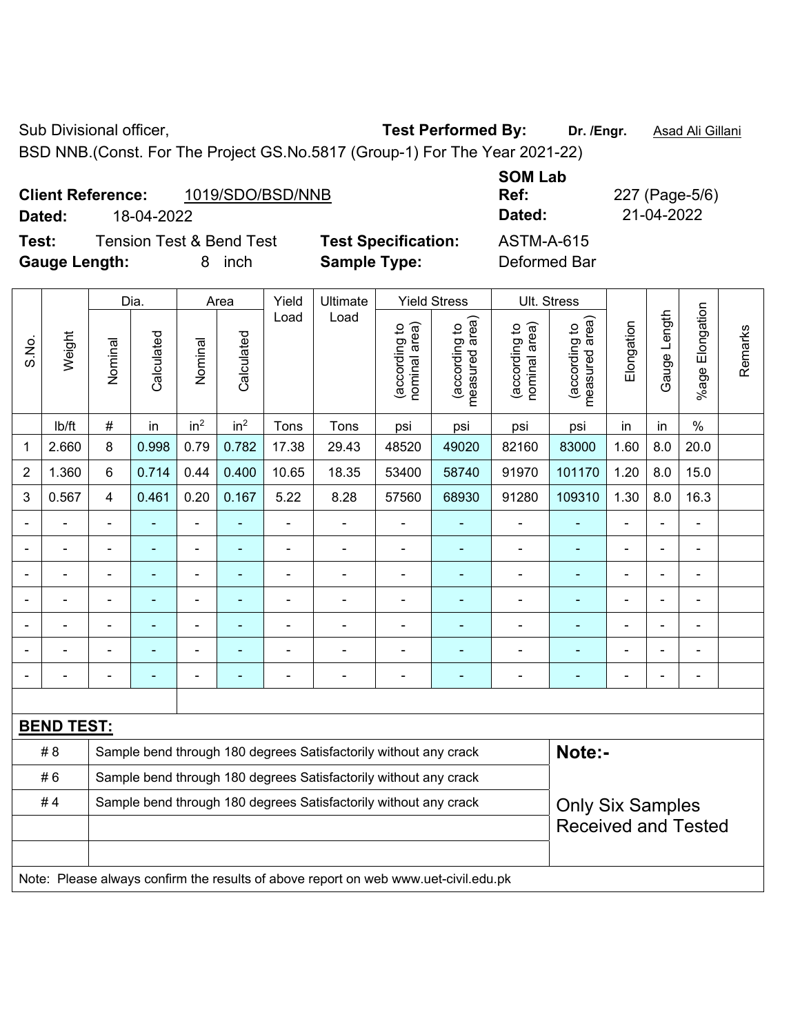Sub Divisional officer, **Test Performed By:** **Dr. /Engr.** Asad Ali Gillani

BSD NNB.(Const. For The Project GS.No.5817 (Group-1) For The Year 2021-22)

**Client Reference:** 1019/SDO/BSD/NNB **SOM Lab Ref:** 227 (Page-5/6)

**Dated:** 18-04-2022 **Dated:** 21-04-2022

**Test:** Tension Test & Bend Test **Test Specification:** ASTM-A-615

**Gauge Length:** 8 inch **Sample Type:** Deformed Bar

| S.No. | Weight | Dia. | | Area | | Yield Load | Ultimate Load | Yield Stress | | Ult. Stress | | Elongation | Gauge Length | %age Elongation | Remarks |
|---|---|---|---|---|---|---|---|---|---|---|---|---|---|---|---|
| | | Nominal | Calculated | Nominal | Calculated | | | (according to nominal area) | (according to measured area) | (according to nominal area) | (according to measured area) | | | | |
| | lb/ft | # | in | in² | in² | Tons | Tons | psi | psi | psi | psi | in | in | % | |
| 1 | 2.660 | 8 | 0.998 | 0.79 | 0.782 | 17.38 | 29.43 | 48520 | 49020 | 82160 | 83000 | 1.60 | 8.0 | 20.0 | |
| 2 | 1.360 | 6 | 0.714 | 0.44 | 0.400 | 10.65 | 18.35 | 53400 | 58740 | 91970 | 101170 | 1.20 | 8.0 | 15.0 | |
| 3 | 0.567 | 4 | 0.461 | 0.20 | 0.167 | 5.22 | 8.28 | 57560 | 68930 | 91280 | 109310 | 1.30 | 8.0 | 16.3 | |
| - | - | - | - | - | - | - | - | - | - | - | - | - | - | - | |
| - | - | - | - | - | - | - | - | - | - | - | - | - | - | - | |
| - | - | - | - | - | - | - | - | - | - | - | - | - | - | - | |
| - | - | - | - | - | - | - | - | - | - | - | - | - | - | - | |
| - | - | - | - | - | - | - | - | - | - | - | - | - | - | - | |
| - | - | - | - | - | - | - | - | - | - | - | - | - | - | - | |
| - | - | - | - | - | - | - | - | - | - | - | - | - | - | - | |

**BEND TEST:**

| | | |
|---|---|---|
| # 8 | Sample bend through 180 degrees Satisfactorily without any crack | **Note:-** |
| # 6 | Sample bend through 180 degrees Satisfactorily without any crack | |
| # 4 | Sample bend through 180 degrees Satisfactorily without any crack | Only Six Samples Received and Tested |
| | | |
| | | |

Note: Please always confirm the results of above report on web www.uet-civil.edu.pk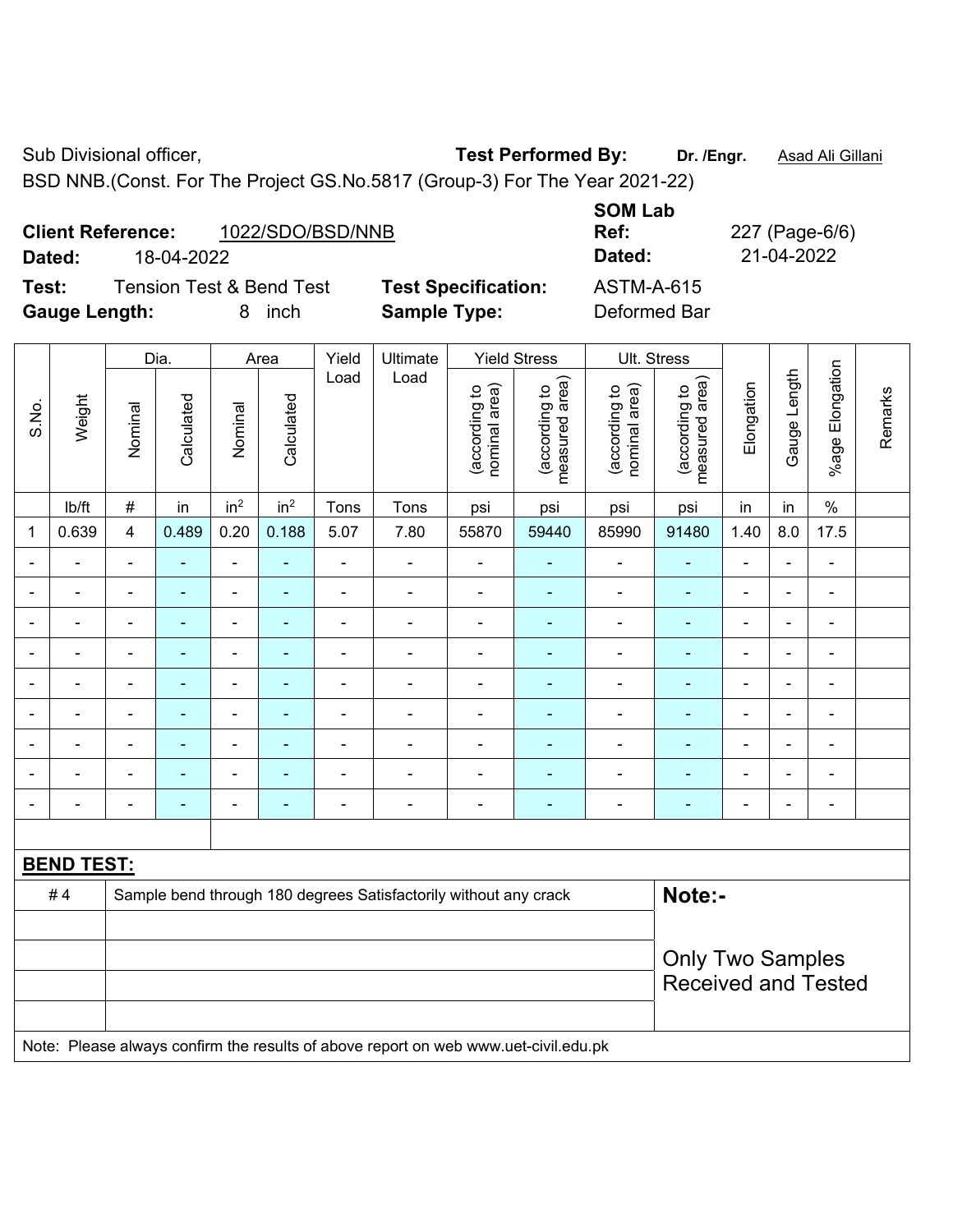Sub Divisional officer, **Test Performed By:** **Dr. /Engr.** Asad Ali Gillani

BSD NNB.(Const. For The Project GS.No.5817 (Group-3) For The Year 2021-22)

**Client Reference:** 1022/SDO/BSD/NNB **SOM Lab Ref:** 227 (Page-6/6)

**Dated:** 18-04-2022 **Dated:** 21-04-2022

**Test:** Tension Test & Bend Test **Test Specification:** ASTM-A-615

**Gauge Length:** 8 inch **Sample Type:** Deformed Bar

| S.No. | Weight | Dia. | | Area | | Yield Load | Ultimate Load | Yield Stress | | Ult. Stress | | Elongation | Gauge Length | %age Elongation | Remarks |
|---|---|---|---|---|---|---|---|---|---|---|---|---|---|---|---|
| | | Nominal | Calculated | Nominal | Calculated | | | (according to nominal area) | (according to measured area) | (according to nominal area) | (according to measured area) | | | | |
| | lb/ft | # | in | in$^2$ | in$^2$ | Tons | Tons | psi | psi | psi | psi | in | in | % | |
| 1 | 0.639 | 4 | 0.489 | 0.20 | 0.188 | 5.07 | 7.80 | 55870 | 59440 | 85990 | 91480 | 1.40 | 8.0 | 17.5 | |
| - | - | - | - | - | - | - | - | - | - | - | - | - | - | - | |
| - | - | - | - | - | - | - | - | - | - | - | - | - | - | - | |
| - | - | - | - | - | - | - | - | - | - | - | - | - | - | - | |
| - | - | - | - | - | - | - | - | - | - | - | - | - | - | - | |
| - | - | - | - | - | - | - | - | - | - | - | - | - | - | - | |
| - | - | - | - | - | - | - | - | - | - | - | - | - | - | - | |
| - | - | - | - | - | - | - | - | - | - | - | - | - | - | - | |
| - | - | - | - | - | - | - | - | - | - | - | - | - | - | - | |
| - | - | - | - | - | - | - | - | - | - | - | - | - | - | - | |

**BEND TEST:**

| | | |
|---|---|---|
| # 4 | Sample bend through 180 degrees Satisfactorily without any crack | **Note:-** Only Two Samples Received and Tested |

Note: Please always confirm the results of above report on web www.uet-civil.edu.pk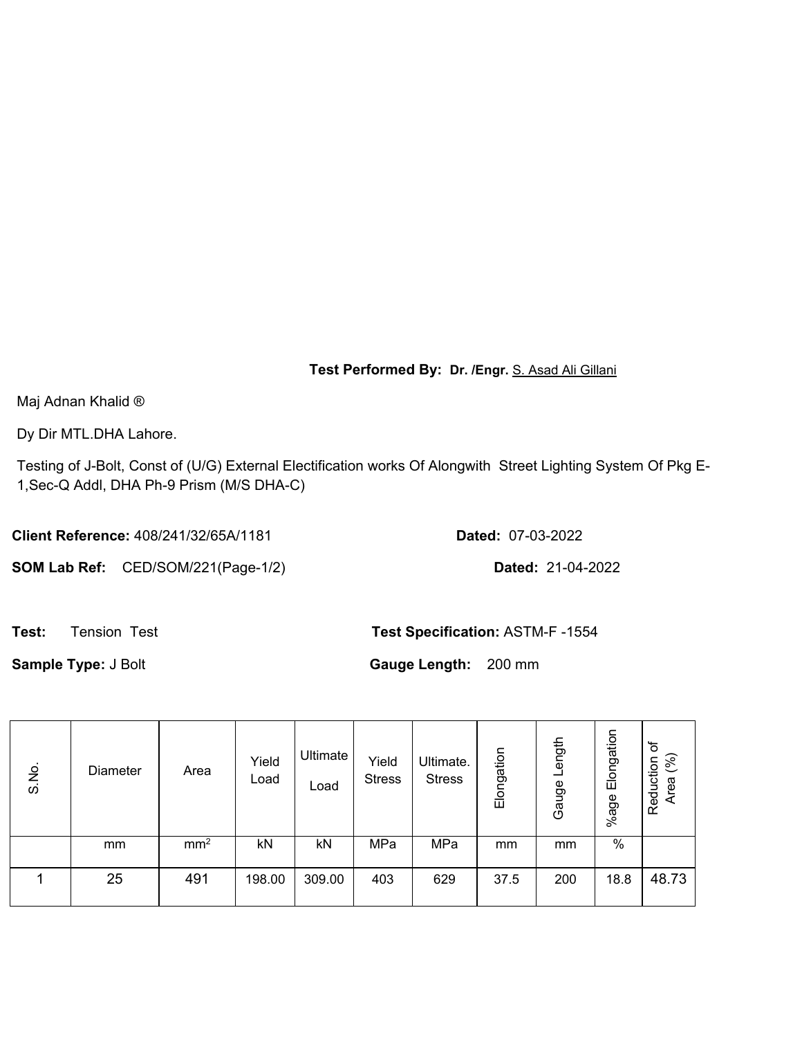**Test Performed By: Dr. /Engr.** S. Asad Ali Gillani

Maj Adnan Khalid ®

Dy Dir MTL.DHA Lahore.

Testing of J-Bolt, Const of (U/G) External Electification works Of Alongwith Street Lighting System Of Pkg E-1,Sec-Q Addl, DHA Ph-9 Prism (M/S DHA-C)

**Client Reference:** 408/241/32/65A/1181 **Dated:** 07-03-2022

**SOM Lab Ref:** CED/SOM/221(Page-1/2) **Dated:** 21-04-2022

**Test:** Tension Test **Test Specification:** ASTM-F -1554

**Sample Type:** J Bolt **Gauge Length:** 200 mm

| S.No. | Diameter | Area | Yield Load | Ultimate Load | Yield Stress | Ultimate. Stress | Elongation | Gauge Length | %age Elongation | Reduction of Area (%) |
|---|---|---|---|---|---|---|---|---|---|---|
| | mm | $mm^2$ | kN | kN | MPa | MPa | mm | mm | % | |
| 1 | 25 | 491 | 198.00 | 309.00 | 403 | 629 | 37.5 | 200 | 18.8 | 48.73 |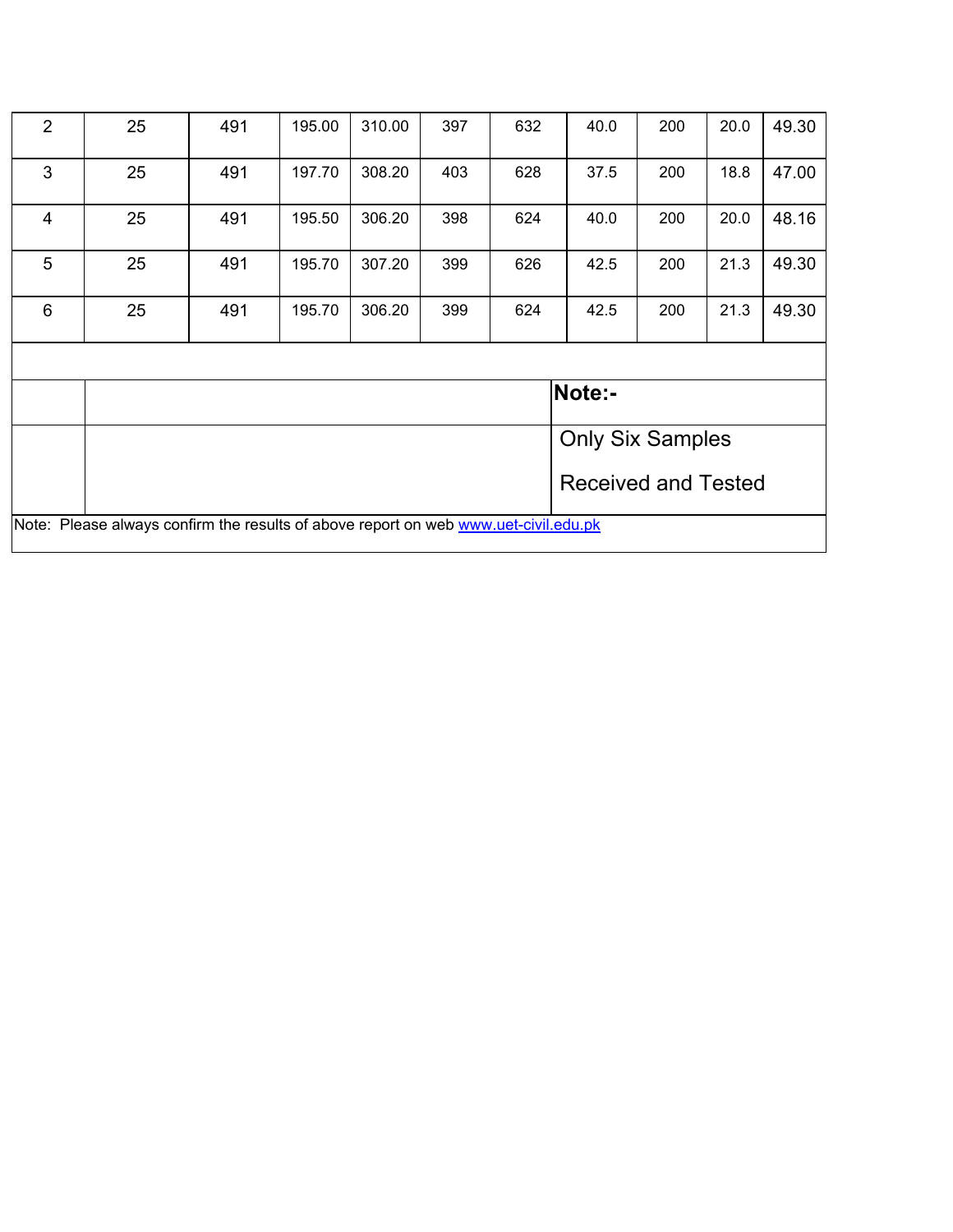| | | | | | | | | | | |
|---|---|---|---|---|---|---|---|---|---|---|
| 2 | 25 | 491 | 195.00 | 310.00 | 397 | 632 | 40.0 | 200 | 20.0 | 49.30 |
| 3 | 25 | 491 | 197.70 | 308.20 | 403 | 628 | 37.5 | 200 | 18.8 | 47.00 |
| 4 | 25 | 491 | 195.50 | 306.20 | 398 | 624 | 40.0 | 200 | 20.0 | 48.16 |
| 5 | 25 | 491 | 195.70 | 307.20 | 399 | 626 | 42.5 | 200 | 21.3 | 49.30 |
| 6 | 25 | 491 | 195.70 | 306.20 | 399 | 624 | 42.5 | 200 | 21.3 | 49.30 |

**Note:-**

Only Six Samples

Received and Tested

Note: Please always confirm the results of above report on web www.uet-civil.edu.pk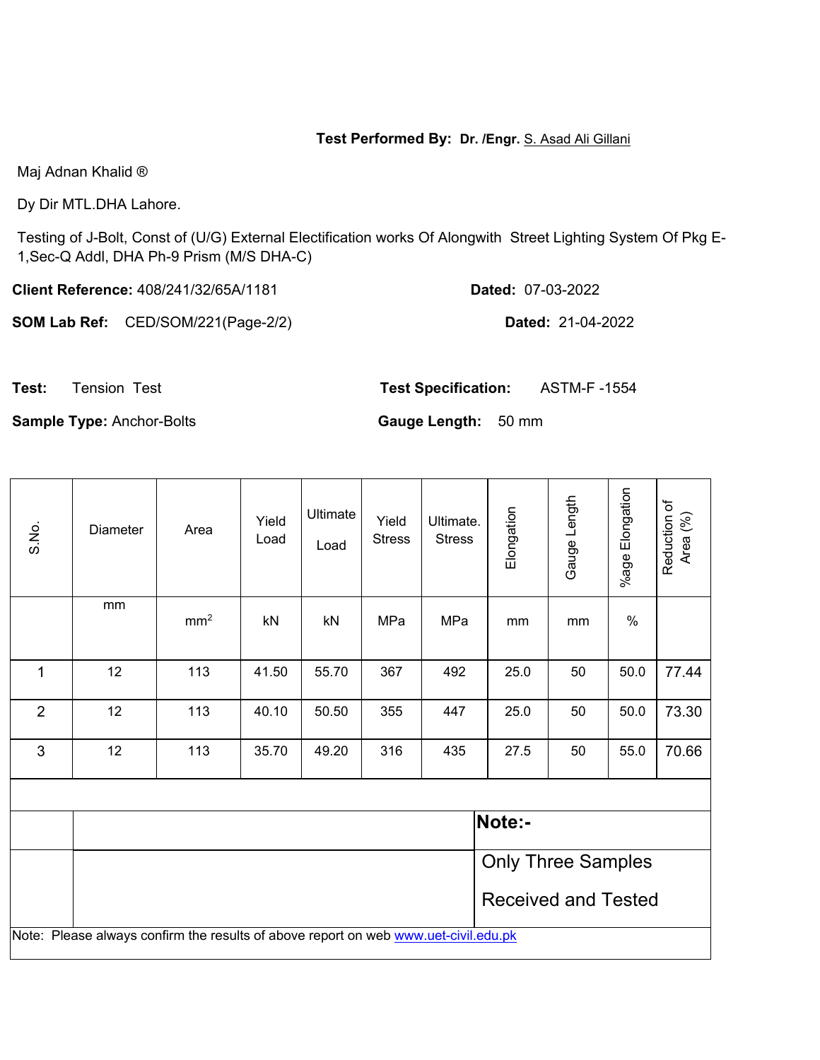**Test Performed By: Dr. /Engr.** S. Asad Ali Gillani

Maj Adnan Khalid ®

Dy Dir MTL.DHA Lahore.

Testing of J-Bolt, Const of (U/G) External Electification works Of Alongwith Street Lighting System Of Pkg E-1,Sec-Q Addl, DHA Ph-9 Prism (M/S DHA-C)

**Client Reference:** 408/241/32/65A/1181 **Dated:** 07-03-2022

**SOM Lab Ref:** CED/SOM/221(Page-2/2) **Dated:** 21-04-2022

**Test:** Tension Test **Test Specification:** ASTM-F -1554

**Sample Type:** Anchor-Bolts **Gauge Length:** 50 mm

| S.No. | Diameter | Area | Yield Load | Ultimate Load | Yield Stress | Ultimate. Stress | Elongation | Gauge Length | %age Elongation | Reduction of Area (%) |
|---|---|---|---|---|---|---|---|---|---|---|
| | mm | $mm^2$ | kN | kN | MPa | MPa | mm | mm | % | |
| 1 | 12 | 113 | 41.50 | 55.70 | 367 | 492 | 25.0 | 50 | 50.0 | 77.44 |
| 2 | 12 | 113 | 40.10 | 50.50 | 355 | 447 | 25.0 | 50 | 50.0 | 73.30 |
| 3 | 12 | 113 | 35.70 | 49.20 | 316 | 435 | 27.5 | 50 | 55.0 | 70.66 |

**Note:-**

Only Three Samples Received and Tested

Note: Please always confirm the results of above report on web www.uet-civil.edu.pk